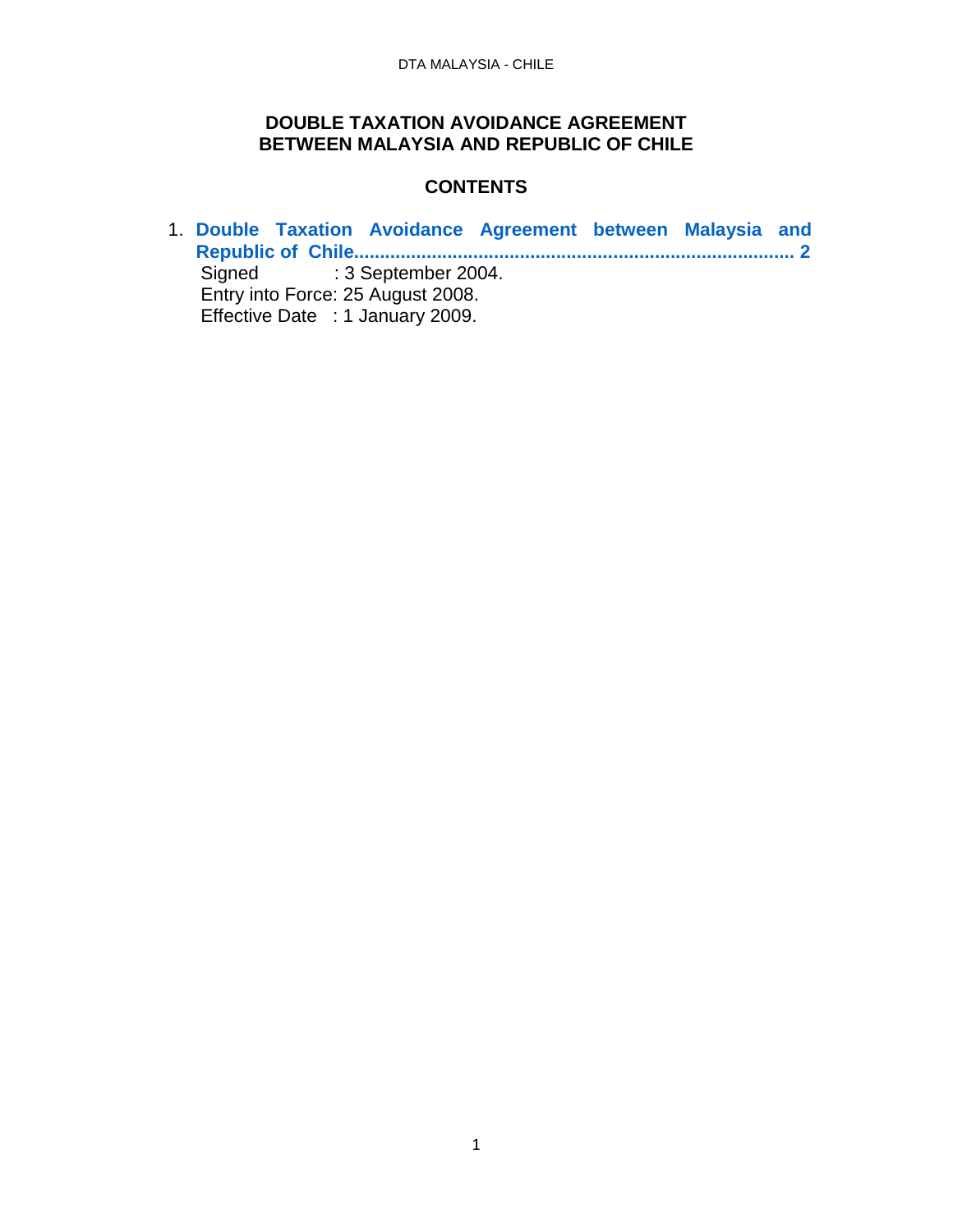# DOUBLE TAXATION AVOIDANCE AGREEMENT BETWEEN MALAYSIA AND REPUBLIC OF CHILE

## CONTENTS

1. **Double Taxation Avoidance Agreement between Malaysia and Republic of Chile.................................................................................. 2**

   Signed : 3 September 2004.
   Entry into Force: 25 August 2008.
   Effective Date : 1 January 2009.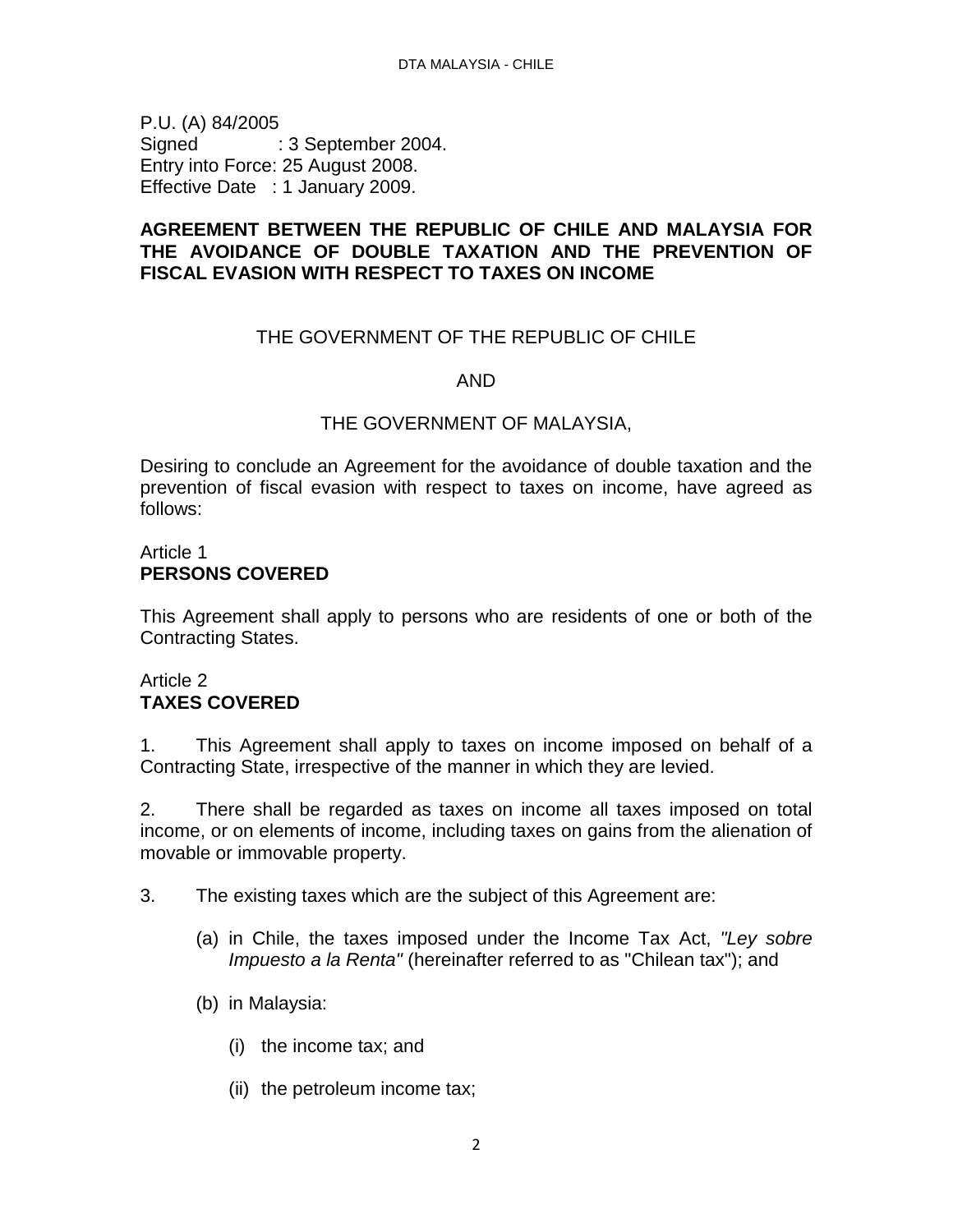P.U. (A) 84/2005
Signed : 3 September 2004.
Entry into Force: 25 August 2008.
Effective Date : 1 January 2009.

**AGREEMENT BETWEEN THE REPUBLIC OF CHILE AND MALAYSIA FOR THE AVOIDANCE OF DOUBLE TAXATION AND THE PREVENTION OF FISCAL EVASION WITH RESPECT TO TAXES ON INCOME**

THE GOVERNMENT OF THE REPUBLIC OF CHILE

AND

THE GOVERNMENT OF MALAYSIA,

Desiring to conclude an Agreement for the avoidance of double taxation and the prevention of fiscal evasion with respect to taxes on income, have agreed as follows:

Article 1
**PERSONS COVERED**

This Agreement shall apply to persons who are residents of one or both of the Contracting States.

Article 2
**TAXES COVERED**

1. This Agreement shall apply to taxes on income imposed on behalf of a Contracting State, irrespective of the manner in which they are levied.

2. There shall be regarded as taxes on income all taxes imposed on total income, or on elements of income, including taxes on gains from the alienation of movable or immovable property.

3. The existing taxes which are the subject of this Agreement are:

(a) in Chile, the taxes imposed under the Income Tax Act, *"Ley sobre Impuesto a la Renta"* (hereinafter referred to as "Chilean tax"); and

(b) in Malaysia:

(i) the income tax; and

(ii) the petroleum income tax;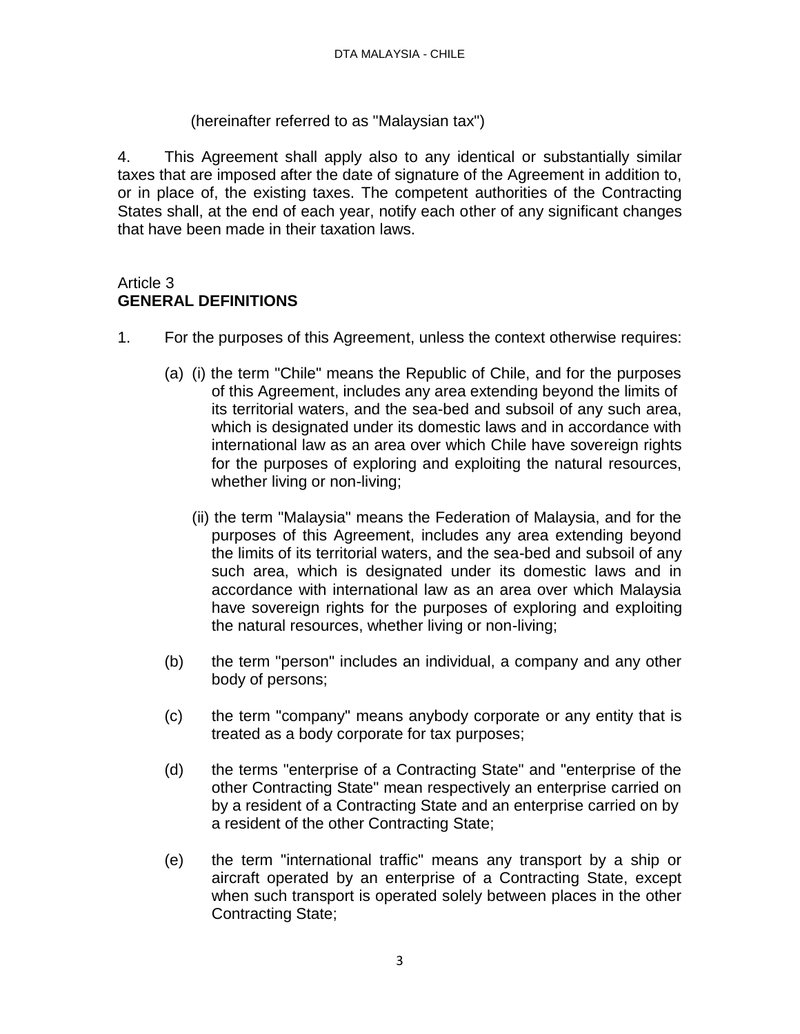(hereinafter referred to as "Malaysian tax")

4. This Agreement shall apply also to any identical or substantially similar taxes that are imposed after the date of signature of the Agreement in addition to, or in place of, the existing taxes. The competent authorities of the Contracting States shall, at the end of each year, notify each other of any significant changes that have been made in their taxation laws.

Article 3
**GENERAL DEFINITIONS**

1. For the purposes of this Agreement, unless the context otherwise requires:

(a) (i) the term "Chile" means the Republic of Chile, and for the purposes of this Agreement, includes any area extending beyond the limits of its territorial waters, and the sea-bed and subsoil of any such area, which is designated under its domestic laws and in accordance with international law as an area over which Chile have sovereign rights for the purposes of exploring and exploiting the natural resources, whether living or non-living;

(ii) the term "Malaysia" means the Federation of Malaysia, and for the purposes of this Agreement, includes any area extending beyond the limits of its territorial waters, and the sea-bed and subsoil of any such area, which is designated under its domestic laws and in accordance with international law as an area over which Malaysia have sovereign rights for the purposes of exploring and exploiting the natural resources, whether living or non-living;

(b) the term "person" includes an individual, a company and any other body of persons;

(c) the term "company" means anybody corporate or any entity that is treated as a body corporate for tax purposes;

(d) the terms "enterprise of a Contracting State" and "enterprise of the other Contracting State" mean respectively an enterprise carried on by a resident of a Contracting State and an enterprise carried on by a resident of the other Contracting State;

(e) the term "international traffic" means any transport by a ship or aircraft operated by an enterprise of a Contracting State, except when such transport is operated solely between places in the other Contracting State;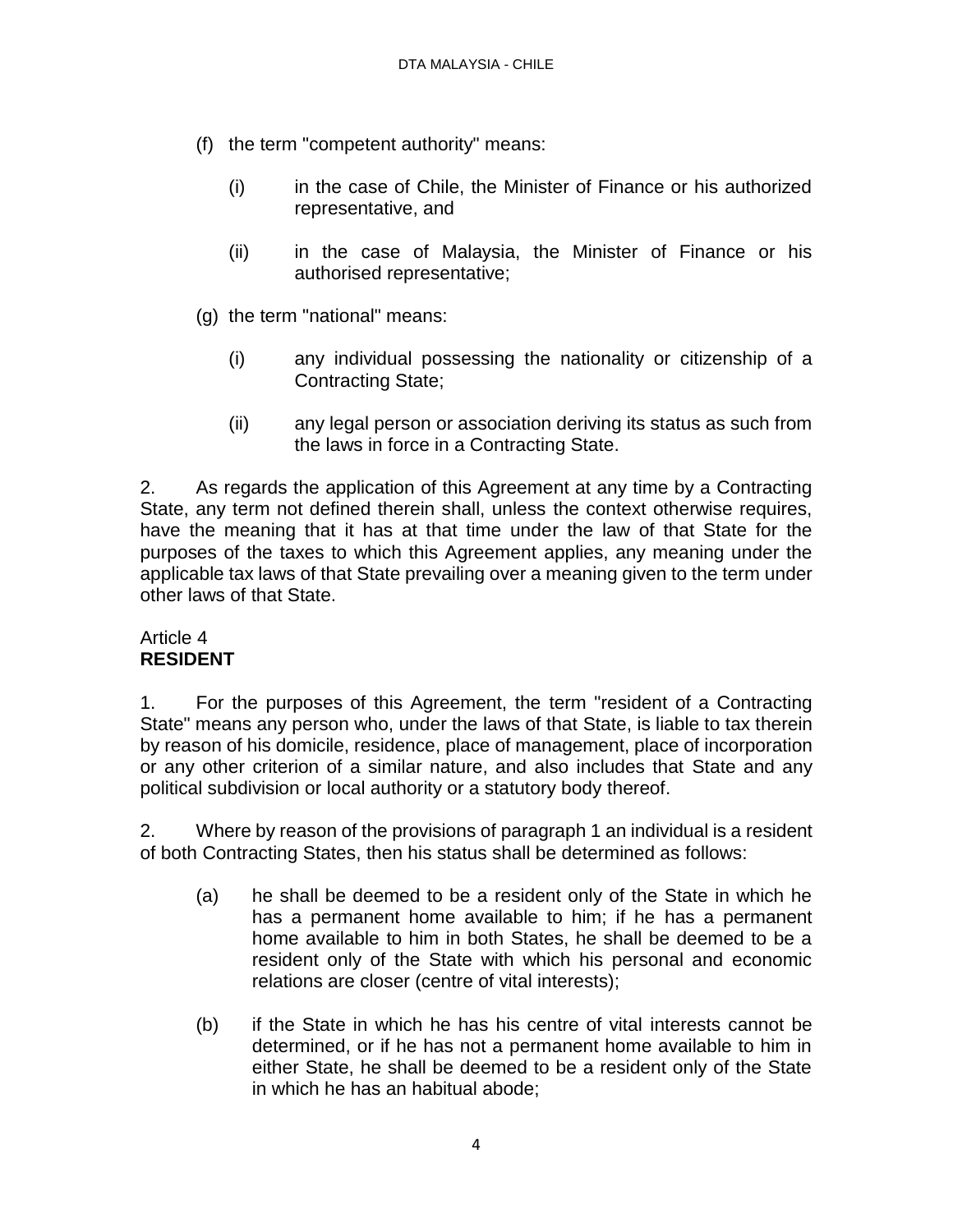(f) the term "competent authority" means:

   (i) in the case of Chile, the Minister of Finance or his authorized representative, and

   (ii) in the case of Malaysia, the Minister of Finance or his authorised representative;

(g) the term "national" means:

   (i) any individual possessing the nationality or citizenship of a Contracting State;

   (ii) any legal person or association deriving its status as such from the laws in force in a Contracting State.

2. As regards the application of this Agreement at any time by a Contracting State, any term not defined therein shall, unless the context otherwise requires, have the meaning that it has at that time under the law of that State for the purposes of the taxes to which this Agreement applies, any meaning under the applicable tax laws of that State prevailing over a meaning given to the term under other laws of that State.

Article 4
**RESIDENT**

1. For the purposes of this Agreement, the term "resident of a Contracting State" means any person who, under the laws of that State, is liable to tax therein by reason of his domicile, residence, place of management, place of incorporation or any other criterion of a similar nature, and also includes that State and any political subdivision or local authority or a statutory body thereof.

2. Where by reason of the provisions of paragraph 1 an individual is a resident of both Contracting States, then his status shall be determined as follows:

   (a) he shall be deemed to be a resident only of the State in which he has a permanent home available to him; if he has a permanent home available to him in both States, he shall be deemed to be a resident only of the State with which his personal and economic relations are closer (centre of vital interests);

   (b) if the State in which he has his centre of vital interests cannot be determined, or if he has not a permanent home available to him in either State, he shall be deemed to be a resident only of the State in which he has an habitual abode;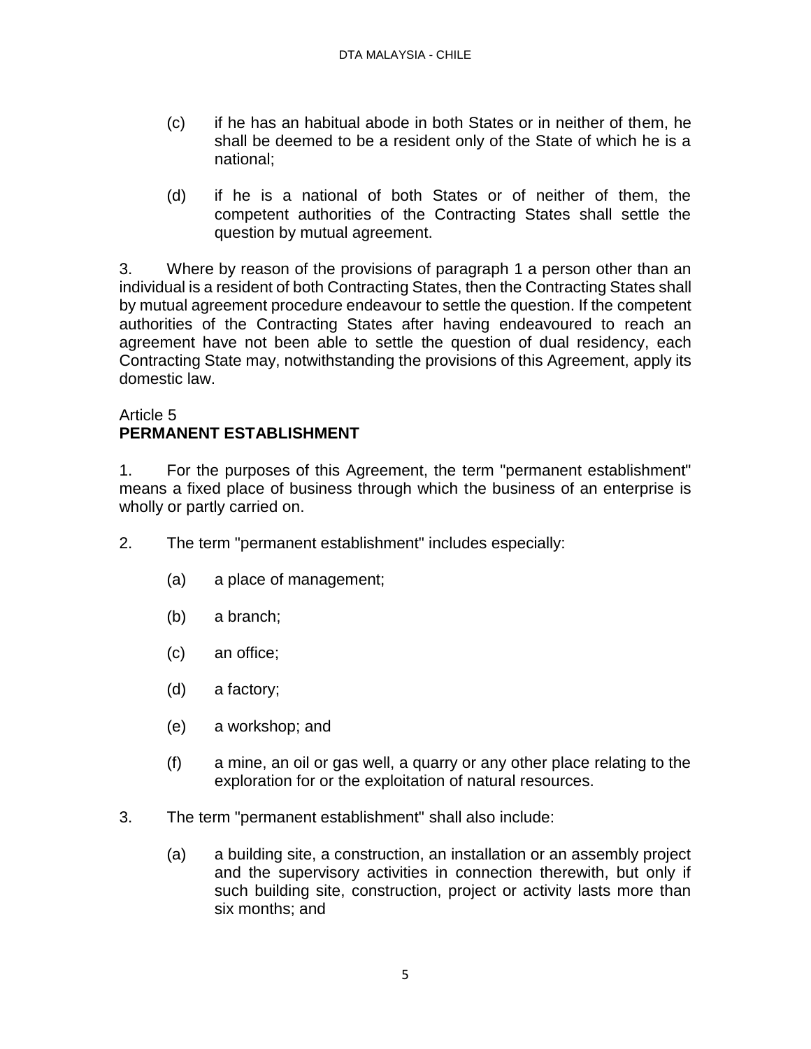(c) if he has an habitual abode in both States or in neither of them, he shall be deemed to be a resident only of the State of which he is a national;

(d) if he is a national of both States or of neither of them, the competent authorities of the Contracting States shall settle the question by mutual agreement.

3. Where by reason of the provisions of paragraph 1 a person other than an individual is a resident of both Contracting States, then the Contracting States shall by mutual agreement procedure endeavour to settle the question. If the competent authorities of the Contracting States after having endeavoured to reach an agreement have not been able to settle the question of dual residency, each Contracting State may, notwithstanding the provisions of this Agreement, apply its domestic law.

## Article 5
## PERMANENT ESTABLISHMENT

1. For the purposes of this Agreement, the term "permanent establishment" means a fixed place of business through which the business of an enterprise is wholly or partly carried on.

2. The term "permanent establishment" includes especially:

(a) a place of management;

(b) a branch;

(c) an office;

(d) a factory;

(e) a workshop; and

(f) a mine, an oil or gas well, a quarry or any other place relating to the exploration for or the exploitation of natural resources.

3. The term "permanent establishment" shall also include:

(a) a building site, a construction, an installation or an assembly project and the supervisory activities in connection therewith, but only if such building site, construction, project or activity lasts more than six months; and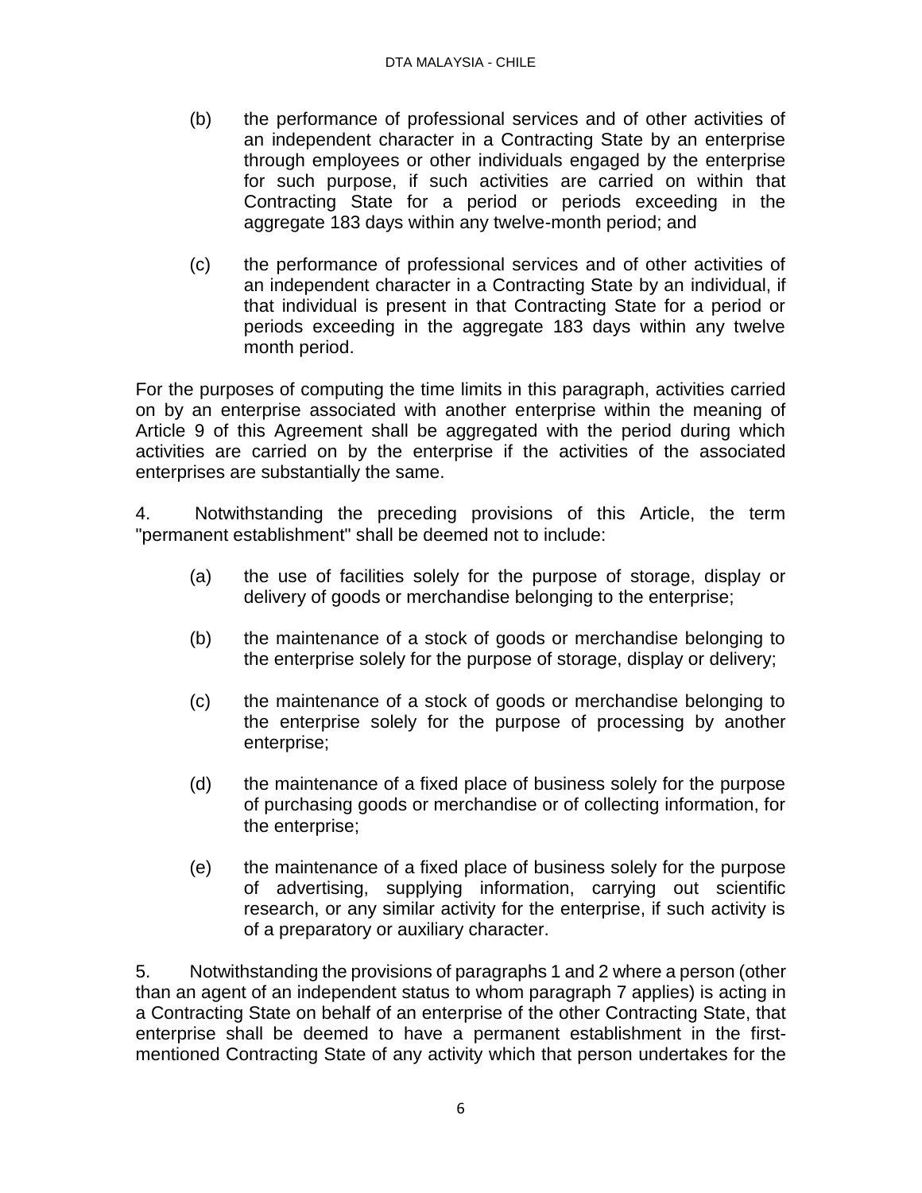(b) the performance of professional services and of other activities of an independent character in a Contracting State by an enterprise through employees or other individuals engaged by the enterprise for such purpose, if such activities are carried on within that Contracting State for a period or periods exceeding in the aggregate 183 days within any twelve-month period; and

(c) the performance of professional services and of other activities of an independent character in a Contracting State by an individual, if that individual is present in that Contracting State for a period or periods exceeding in the aggregate 183 days within any twelve month period.

For the purposes of computing the time limits in this paragraph, activities carried on by an enterprise associated with another enterprise within the meaning of Article 9 of this Agreement shall be aggregated with the period during which activities are carried on by the enterprise if the activities of the associated enterprises are substantially the same.

4. Notwithstanding the preceding provisions of this Article, the term "permanent establishment" shall be deemed not to include:

(a) the use of facilities solely for the purpose of storage, display or delivery of goods or merchandise belonging to the enterprise;

(b) the maintenance of a stock of goods or merchandise belonging to the enterprise solely for the purpose of storage, display or delivery;

(c) the maintenance of a stock of goods or merchandise belonging to the enterprise solely for the purpose of processing by another enterprise;

(d) the maintenance of a fixed place of business solely for the purpose of purchasing goods or merchandise or of collecting information, for the enterprise;

(e) the maintenance of a fixed place of business solely for the purpose of advertising, supplying information, carrying out scientific research, or any similar activity for the enterprise, if such activity is of a preparatory or auxiliary character.

5. Notwithstanding the provisions of paragraphs 1 and 2 where a person (other than an agent of an independent status to whom paragraph 7 applies) is acting in a Contracting State on behalf of an enterprise of the other Contracting State, that enterprise shall be deemed to have a permanent establishment in the first-mentioned Contracting State of any activity which that person undertakes for the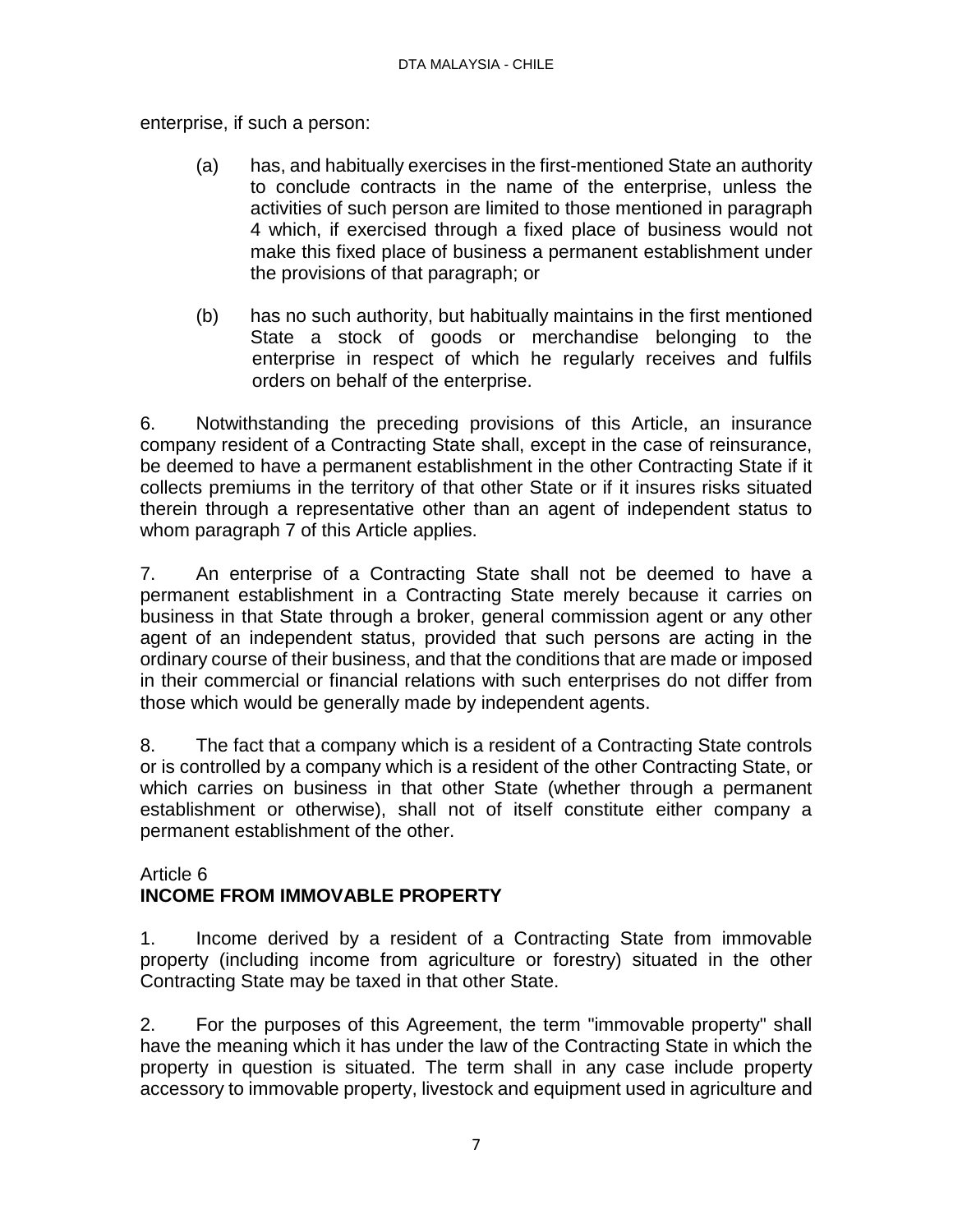enterprise, if such a person:

(a) has, and habitually exercises in the first-mentioned State an authority to conclude contracts in the name of the enterprise, unless the activities of such person are limited to those mentioned in paragraph 4 which, if exercised through a fixed place of business would not make this fixed place of business a permanent establishment under the provisions of that paragraph; or

(b) has no such authority, but habitually maintains in the first mentioned State a stock of goods or merchandise belonging to the enterprise in respect of which he regularly receives and fulfils orders on behalf of the enterprise.

6. Notwithstanding the preceding provisions of this Article, an insurance company resident of a Contracting State shall, except in the case of reinsurance, be deemed to have a permanent establishment in the other Contracting State if it collects premiums in the territory of that other State or if it insures risks situated therein through a representative other than an agent of independent status to whom paragraph 7 of this Article applies.

7. An enterprise of a Contracting State shall not be deemed to have a permanent establishment in a Contracting State merely because it carries on business in that State through a broker, general commission agent or any other agent of an independent status, provided that such persons are acting in the ordinary course of their business, and that the conditions that are made or imposed in their commercial or financial relations with such enterprises do not differ from those which would be generally made by independent agents.

8. The fact that a company which is a resident of a Contracting State controls or is controlled by a company which is a resident of the other Contracting State, or which carries on business in that other State (whether through a permanent establishment or otherwise), shall not of itself constitute either company a permanent establishment of the other.

## Article 6
## INCOME FROM IMMOVABLE PROPERTY

1. Income derived by a resident of a Contracting State from immovable property (including income from agriculture or forestry) situated in the other Contracting State may be taxed in that other State.

2. For the purposes of this Agreement, the term "immovable property" shall have the meaning which it has under the law of the Contracting State in which the property in question is situated. The term shall in any case include property accessory to immovable property, livestock and equipment used in agriculture and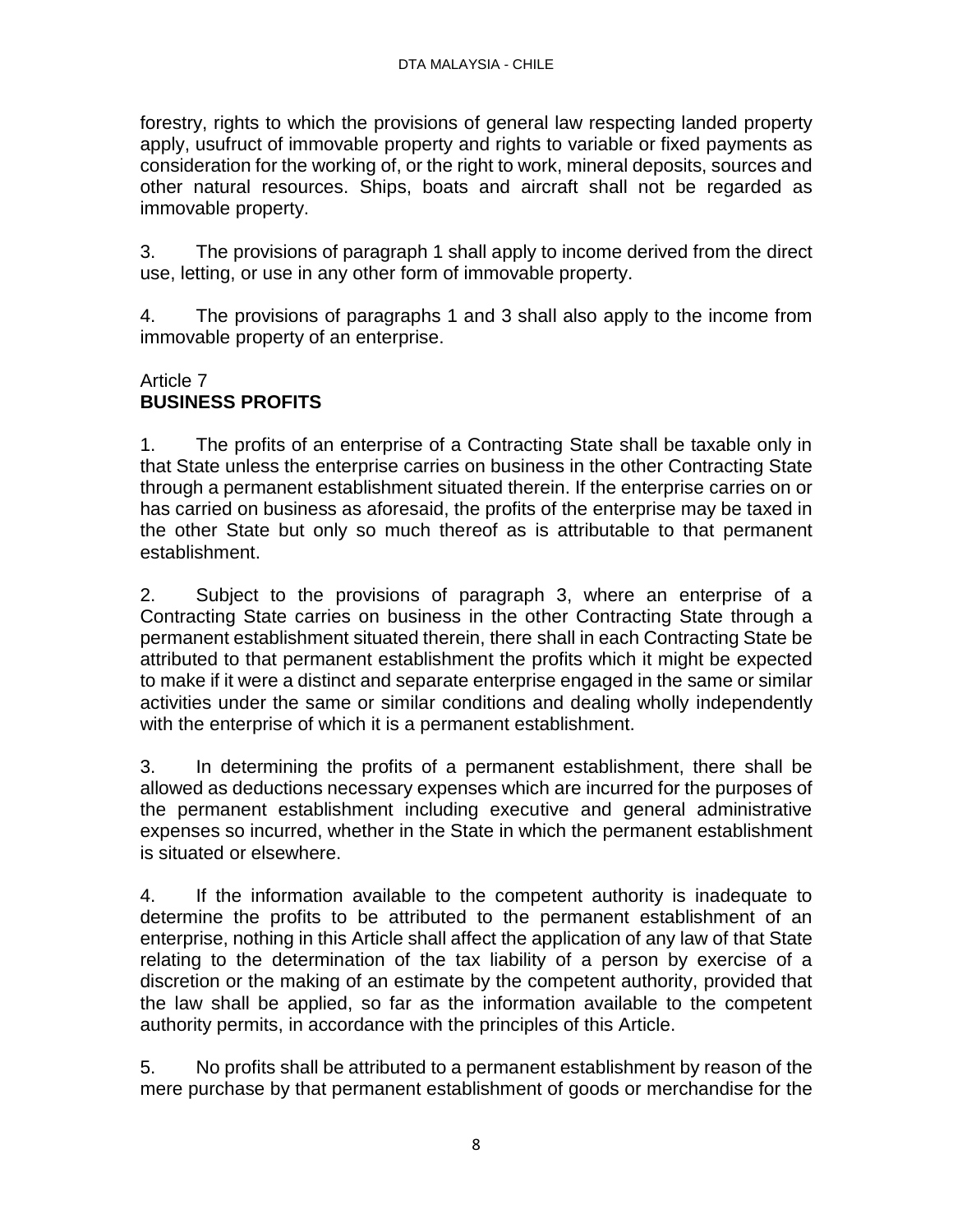forestry, rights to which the provisions of general law respecting landed property apply, usufruct of immovable property and rights to variable or fixed payments as consideration for the working of, or the right to work, mineral deposits, sources and other natural resources. Ships, boats and aircraft shall not be regarded as immovable property.

3. The provisions of paragraph 1 shall apply to income derived from the direct use, letting, or use in any other form of immovable property.

4. The provisions of paragraphs 1 and 3 shall also apply to the income from immovable property of an enterprise.

## Article 7
## **BUSINESS PROFITS**

1. The profits of an enterprise of a Contracting State shall be taxable only in that State unless the enterprise carries on business in the other Contracting State through a permanent establishment situated therein. If the enterprise carries on or has carried on business as aforesaid, the profits of the enterprise may be taxed in the other State but only so much thereof as is attributable to that permanent establishment.

2. Subject to the provisions of paragraph 3, where an enterprise of a Contracting State carries on business in the other Contracting State through a permanent establishment situated therein, there shall in each Contracting State be attributed to that permanent establishment the profits which it might be expected to make if it were a distinct and separate enterprise engaged in the same or similar activities under the same or similar conditions and dealing wholly independently with the enterprise of which it is a permanent establishment.

3. In determining the profits of a permanent establishment, there shall be allowed as deductions necessary expenses which are incurred for the purposes of the permanent establishment including executive and general administrative expenses so incurred, whether in the State in which the permanent establishment is situated or elsewhere.

4. If the information available to the competent authority is inadequate to determine the profits to be attributed to the permanent establishment of an enterprise, nothing in this Article shall affect the application of any law of that State relating to the determination of the tax liability of a person by exercise of a discretion or the making of an estimate by the competent authority, provided that the law shall be applied, so far as the information available to the competent authority permits, in accordance with the principles of this Article.

5. No profits shall be attributed to a permanent establishment by reason of the mere purchase by that permanent establishment of goods or merchandise for the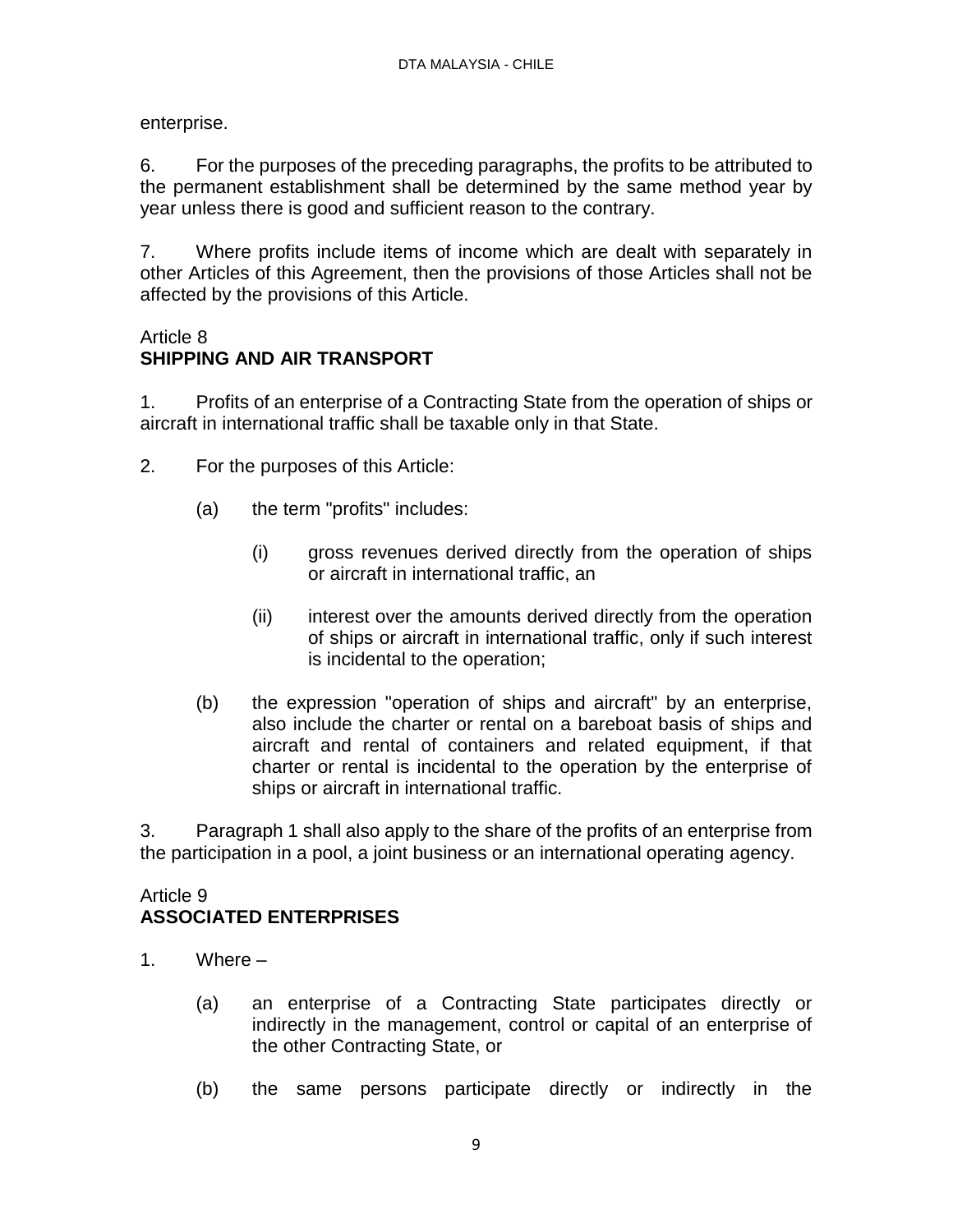enterprise.

6. For the purposes of the preceding paragraphs, the profits to be attributed to the permanent establishment shall be determined by the same method year by year unless there is good and sufficient reason to the contrary.

7. Where profits include items of income which are dealt with separately in other Articles of this Agreement, then the provisions of those Articles shall not be affected by the provisions of this Article.

Article 8
**SHIPPING AND AIR TRANSPORT**

1. Profits of an enterprise of a Contracting State from the operation of ships or aircraft in international traffic shall be taxable only in that State.

2. For the purposes of this Article:

   (a) the term "profits" includes:

      (i) gross revenues derived directly from the operation of ships or aircraft in international traffic, an

      (ii) interest over the amounts derived directly from the operation of ships or aircraft in international traffic, only if such interest is incidental to the operation;

   (b) the expression "operation of ships and aircraft" by an enterprise, also include the charter or rental on a bareboat basis of ships and aircraft and rental of containers and related equipment, if that charter or rental is incidental to the operation by the enterprise of ships or aircraft in international traffic.

3. Paragraph 1 shall also apply to the share of the profits of an enterprise from the participation in a pool, a joint business or an international operating agency.

Article 9
**ASSOCIATED ENTERPRISES**

1. Where –

   (a) an enterprise of a Contracting State participates directly or indirectly in the management, control or capital of an enterprise of the other Contracting State, or

   (b) the same persons participate directly or indirectly in the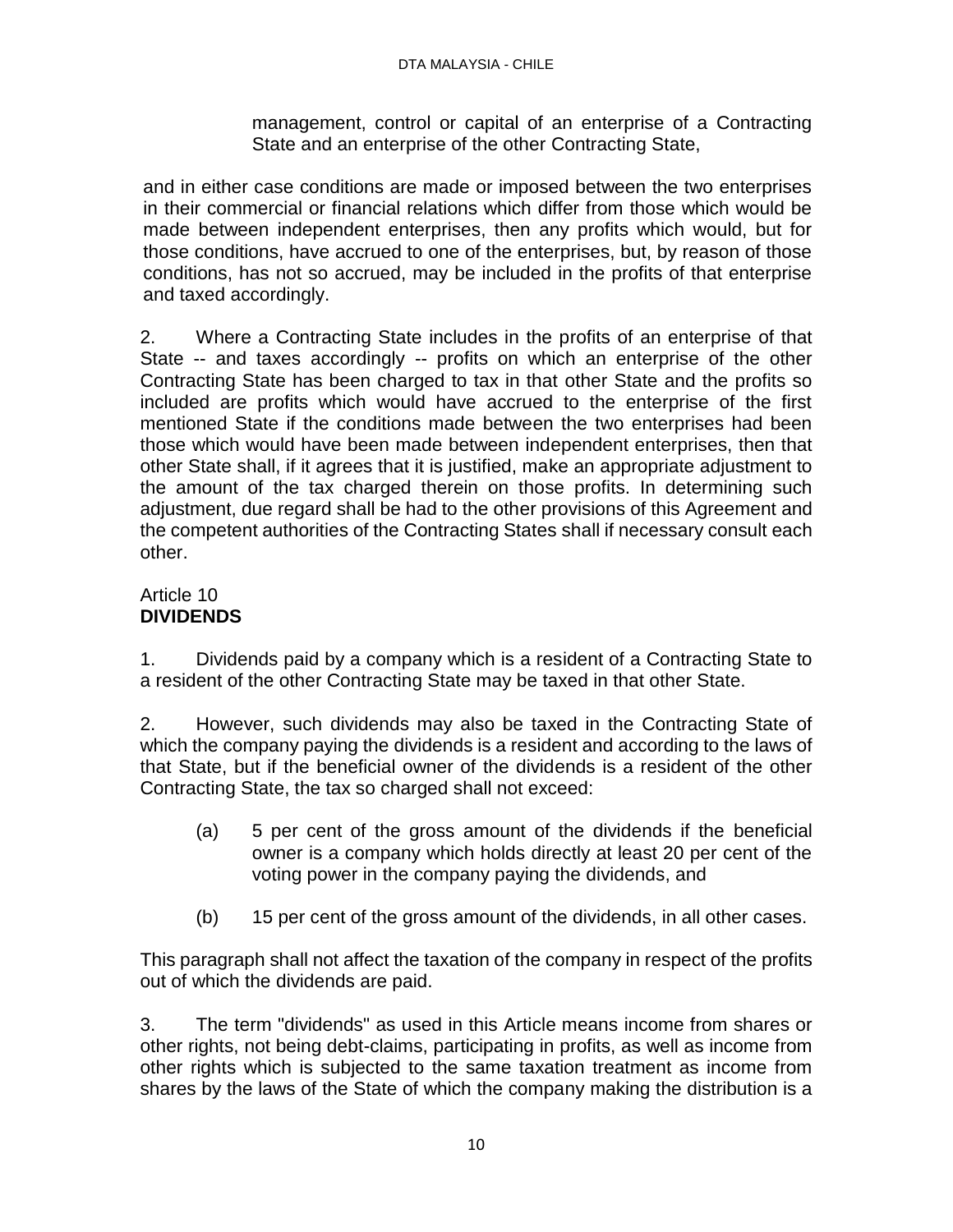management, control or capital of an enterprise of a Contracting State and an enterprise of the other Contracting State,

and in either case conditions are made or imposed between the two enterprises in their commercial or financial relations which differ from those which would be made between independent enterprises, then any profits which would, but for those conditions, have accrued to one of the enterprises, but, by reason of those conditions, has not so accrued, may be included in the profits of that enterprise and taxed accordingly.

2. Where a Contracting State includes in the profits of an enterprise of that State -- and taxes accordingly -- profits on which an enterprise of the other Contracting State has been charged to tax in that other State and the profits so included are profits which would have accrued to the enterprise of the first mentioned State if the conditions made between the two enterprises had been those which would have been made between independent enterprises, then that other State shall, if it agrees that it is justified, make an appropriate adjustment to the amount of the tax charged therein on those profits. In determining such adjustment, due regard shall be had to the other provisions of this Agreement and the competent authorities of the Contracting States shall if necessary consult each other.

## Article 10
## **DIVIDENDS**

1. Dividends paid by a company which is a resident of a Contracting State to a resident of the other Contracting State may be taxed in that other State.

2. However, such dividends may also be taxed in the Contracting State of which the company paying the dividends is a resident and according to the laws of that State, but if the beneficial owner of the dividends is a resident of the other Contracting State, the tax so charged shall not exceed:

(a) 5 per cent of the gross amount of the dividends if the beneficial owner is a company which holds directly at least 20 per cent of the voting power in the company paying the dividends, and

(b) 15 per cent of the gross amount of the dividends, in all other cases.

This paragraph shall not affect the taxation of the company in respect of the profits out of which the dividends are paid.

3. The term "dividends" as used in this Article means income from shares or other rights, not being debt-claims, participating in profits, as well as income from other rights which is subjected to the same taxation treatment as income from shares by the laws of the State of which the company making the distribution is a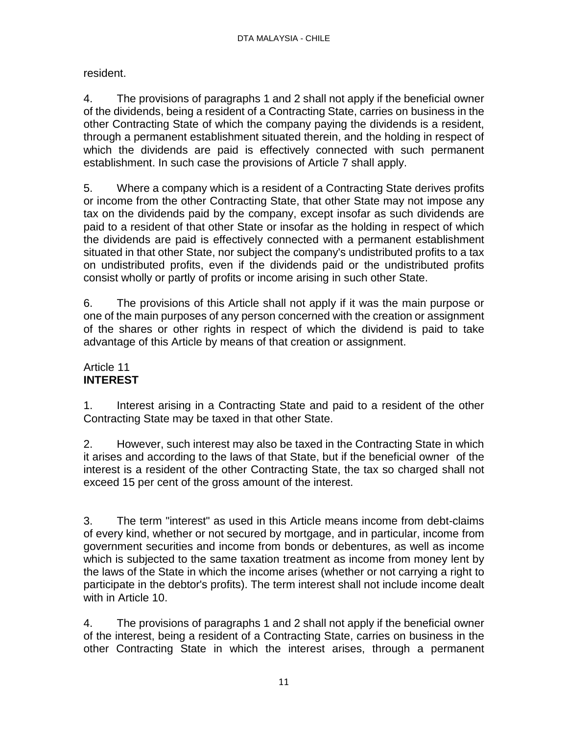resident.

4. The provisions of paragraphs 1 and 2 shall not apply if the beneficial owner of the dividends, being a resident of a Contracting State, carries on business in the other Contracting State of which the company paying the dividends is a resident, through a permanent establishment situated therein, and the holding in respect of which the dividends are paid is effectively connected with such permanent establishment. In such case the provisions of Article 7 shall apply.

5. Where a company which is a resident of a Contracting State derives profits or income from the other Contracting State, that other State may not impose any tax on the dividends paid by the company, except insofar as such dividends are paid to a resident of that other State or insofar as the holding in respect of which the dividends are paid is effectively connected with a permanent establishment situated in that other State, nor subject the company's undistributed profits to a tax on undistributed profits, even if the dividends paid or the undistributed profits consist wholly or partly of profits or income arising in such other State.

6. The provisions of this Article shall not apply if it was the main purpose or one of the main purposes of any person concerned with the creation or assignment of the shares or other rights in respect of which the dividend is paid to take advantage of this Article by means of that creation or assignment.

## Article 11
## **INTEREST**

1. Interest arising in a Contracting State and paid to a resident of the other Contracting State may be taxed in that other State.

2. However, such interest may also be taxed in the Contracting State in which it arises and according to the laws of that State, but if the beneficial owner of the interest is a resident of the other Contracting State, the tax so charged shall not exceed 15 per cent of the gross amount of the interest.

3. The term "interest" as used in this Article means income from debt-claims of every kind, whether or not secured by mortgage, and in particular, income from government securities and income from bonds or debentures, as well as income which is subjected to the same taxation treatment as income from money lent by the laws of the State in which the income arises (whether or not carrying a right to participate in the debtor's profits). The term interest shall not include income dealt with in Article 10.

4. The provisions of paragraphs 1 and 2 shall not apply if the beneficial owner of the interest, being a resident of a Contracting State, carries on business in the other Contracting State in which the interest arises, through a permanent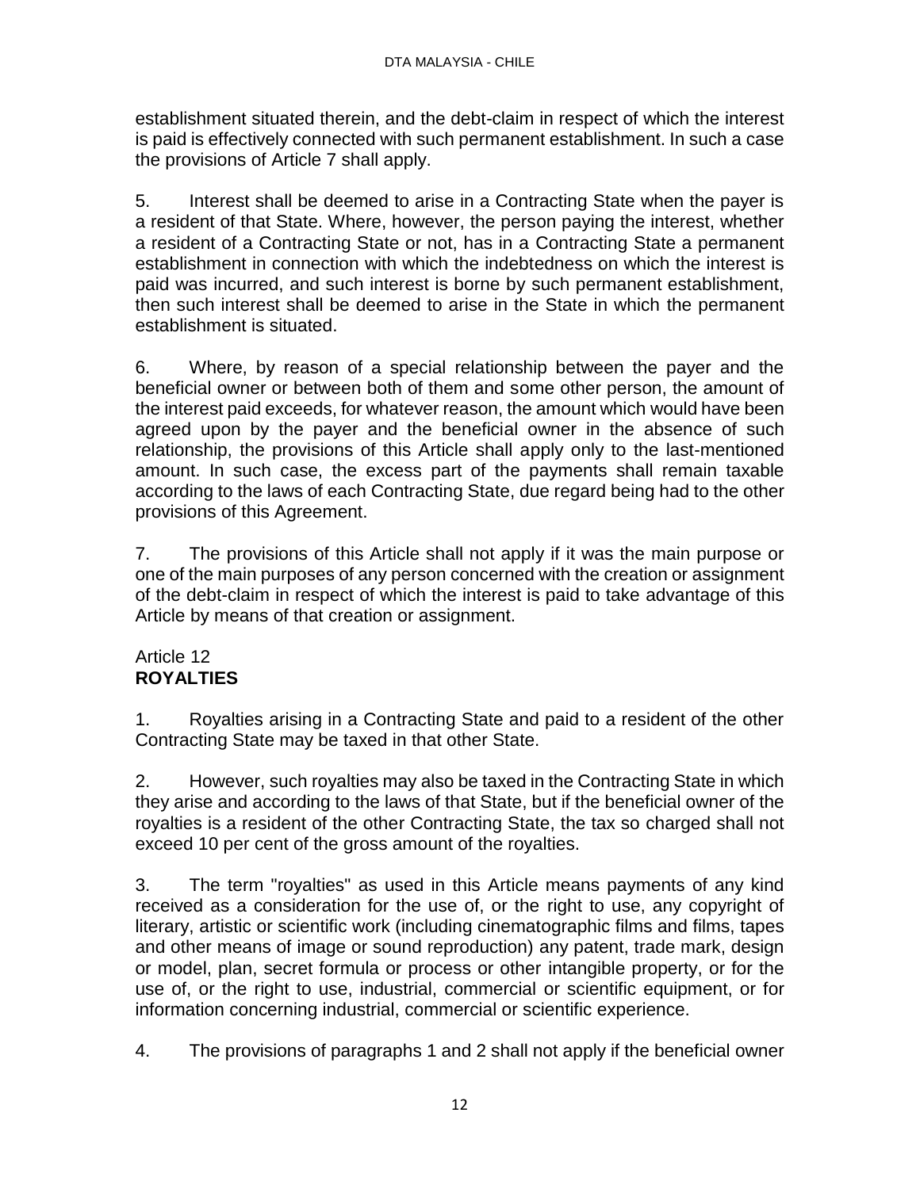establishment situated therein, and the debt-claim in respect of which the interest is paid is effectively connected with such permanent establishment. In such a case the provisions of Article 7 shall apply.

5. Interest shall be deemed to arise in a Contracting State when the payer is a resident of that State. Where, however, the person paying the interest, whether a resident of a Contracting State or not, has in a Contracting State a permanent establishment in connection with which the indebtedness on which the interest is paid was incurred, and such interest is borne by such permanent establishment, then such interest shall be deemed to arise in the State in which the permanent establishment is situated.

6. Where, by reason of a special relationship between the payer and the beneficial owner or between both of them and some other person, the amount of the interest paid exceeds, for whatever reason, the amount which would have been agreed upon by the payer and the beneficial owner in the absence of such relationship, the provisions of this Article shall apply only to the last-mentioned amount. In such case, the excess part of the payments shall remain taxable according to the laws of each Contracting State, due regard being had to the other provisions of this Agreement.

7. The provisions of this Article shall not apply if it was the main purpose or one of the main purposes of any person concerned with the creation or assignment of the debt-claim in respect of which the interest is paid to take advantage of this Article by means of that creation or assignment.

## Article 12
## **ROYALTIES**

1. Royalties arising in a Contracting State and paid to a resident of the other Contracting State may be taxed in that other State.

2. However, such royalties may also be taxed in the Contracting State in which they arise and according to the laws of that State, but if the beneficial owner of the royalties is a resident of the other Contracting State, the tax so charged shall not exceed 10 per cent of the gross amount of the royalties.

3. The term "royalties" as used in this Article means payments of any kind received as a consideration for the use of, or the right to use, any copyright of literary, artistic or scientific work (including cinematographic films and films, tapes and other means of image or sound reproduction) any patent, trade mark, design or model, plan, secret formula or process or other intangible property, or for the use of, or the right to use, industrial, commercial or scientific equipment, or for information concerning industrial, commercial or scientific experience.

4. The provisions of paragraphs 1 and 2 shall not apply if the beneficial owner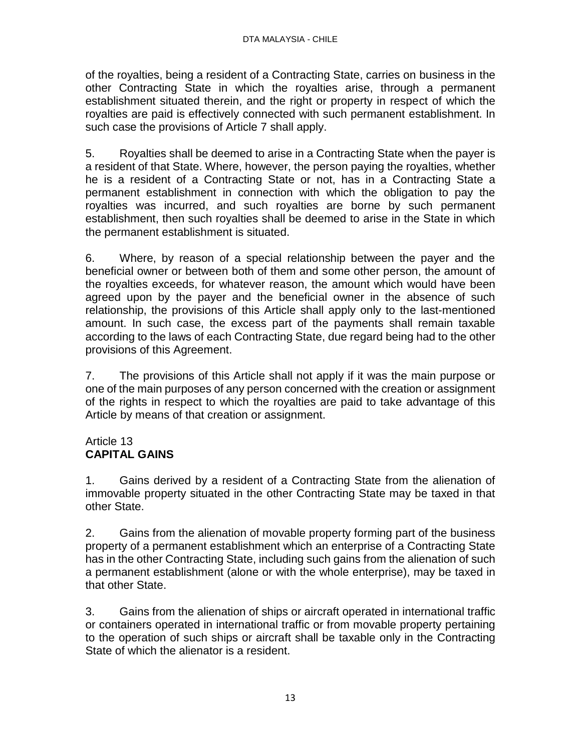of the royalties, being a resident of a Contracting State, carries on business in the other Contracting State in which the royalties arise, through a permanent establishment situated therein, and the right or property in respect of which the royalties are paid is effectively connected with such permanent establishment. In such case the provisions of Article 7 shall apply.

5. Royalties shall be deemed to arise in a Contracting State when the payer is a resident of that State. Where, however, the person paying the royalties, whether he is a resident of a Contracting State or not, has in a Contracting State a permanent establishment in connection with which the obligation to pay the royalties was incurred, and such royalties are borne by such permanent establishment, then such royalties shall be deemed to arise in the State in which the permanent establishment is situated.

6. Where, by reason of a special relationship between the payer and the beneficial owner or between both of them and some other person, the amount of the royalties exceeds, for whatever reason, the amount which would have been agreed upon by the payer and the beneficial owner in the absence of such relationship, the provisions of this Article shall apply only to the last-mentioned amount. In such case, the excess part of the payments shall remain taxable according to the laws of each Contracting State, due regard being had to the other provisions of this Agreement.

7. The provisions of this Article shall not apply if it was the main purpose or one of the main purposes of any person concerned with the creation or assignment of the rights in respect to which the royalties are paid to take advantage of this Article by means of that creation or assignment.

Article 13
**CAPITAL GAINS**

1. Gains derived by a resident of a Contracting State from the alienation of immovable property situated in the other Contracting State may be taxed in that other State.

2. Gains from the alienation of movable property forming part of the business property of a permanent establishment which an enterprise of a Contracting State has in the other Contracting State, including such gains from the alienation of such a permanent establishment (alone or with the whole enterprise), may be taxed in that other State.

3. Gains from the alienation of ships or aircraft operated in international traffic or containers operated in international traffic or from movable property pertaining to the operation of such ships or aircraft shall be taxable only in the Contracting State of which the alienator is a resident.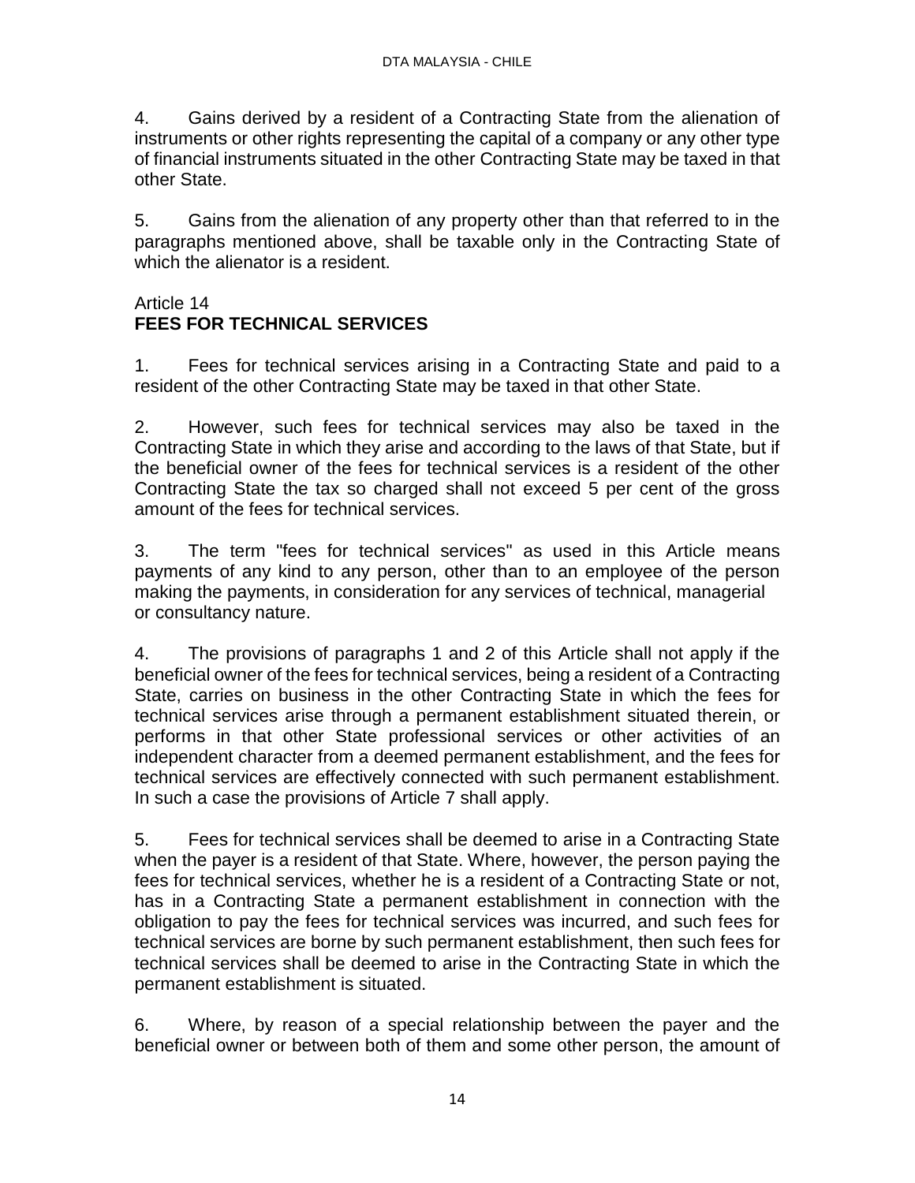4. Gains derived by a resident of a Contracting State from the alienation of instruments or other rights representing the capital of a company or any other type of financial instruments situated in the other Contracting State may be taxed in that other State.

5. Gains from the alienation of any property other than that referred to in the paragraphs mentioned above, shall be taxable only in the Contracting State of which the alienator is a resident.

## Article 14
## FEES FOR TECHNICAL SERVICES

1. Fees for technical services arising in a Contracting State and paid to a resident of the other Contracting State may be taxed in that other State.

2. However, such fees for technical services may also be taxed in the Contracting State in which they arise and according to the laws of that State, but if the beneficial owner of the fees for technical services is a resident of the other Contracting State the tax so charged shall not exceed 5 per cent of the gross amount of the fees for technical services.

3. The term "fees for technical services" as used in this Article means payments of any kind to any person, other than to an employee of the person making the payments, in consideration for any services of technical, managerial or consultancy nature.

4. The provisions of paragraphs 1 and 2 of this Article shall not apply if the beneficial owner of the fees for technical services, being a resident of a Contracting State, carries on business in the other Contracting State in which the fees for technical services arise through a permanent establishment situated therein, or performs in that other State professional services or other activities of an independent character from a deemed permanent establishment, and the fees for technical services are effectively connected with such permanent establishment. In such a case the provisions of Article 7 shall apply.

5. Fees for technical services shall be deemed to arise in a Contracting State when the payer is a resident of that State. Where, however, the person paying the fees for technical services, whether he is a resident of a Contracting State or not, has in a Contracting State a permanent establishment in connection with the obligation to pay the fees for technical services was incurred, and such fees for technical services are borne by such permanent establishment, then such fees for technical services shall be deemed to arise in the Contracting State in which the permanent establishment is situated.

6. Where, by reason of a special relationship between the payer and the beneficial owner or between both of them and some other person, the amount of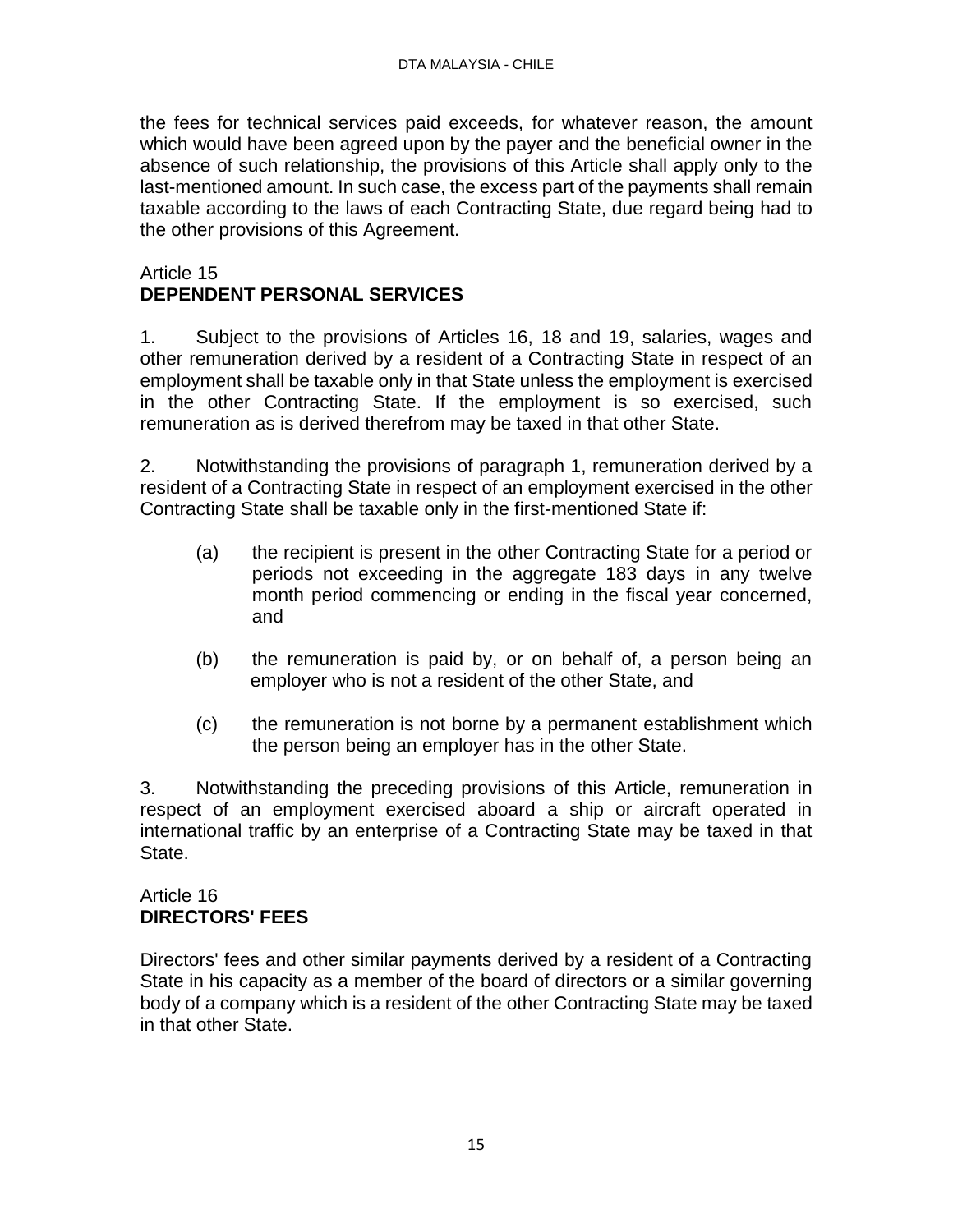the fees for technical services paid exceeds, for whatever reason, the amount which would have been agreed upon by the payer and the beneficial owner in the absence of such relationship, the provisions of this Article shall apply only to the last-mentioned amount. In such case, the excess part of the payments shall remain taxable according to the laws of each Contracting State, due regard being had to the other provisions of this Agreement.

## Article 15
## DEPENDENT PERSONAL SERVICES

1. Subject to the provisions of Articles 16, 18 and 19, salaries, wages and other remuneration derived by a resident of a Contracting State in respect of an employment shall be taxable only in that State unless the employment is exercised in the other Contracting State. If the employment is so exercised, such remuneration as is derived therefrom may be taxed in that other State.

2. Notwithstanding the provisions of paragraph 1, remuneration derived by a resident of a Contracting State in respect of an employment exercised in the other Contracting State shall be taxable only in the first-mentioned State if:

   (a) the recipient is present in the other Contracting State for a period or periods not exceeding in the aggregate 183 days in any twelve month period commencing or ending in the fiscal year concerned, and

   (b) the remuneration is paid by, or on behalf of, a person being an employer who is not a resident of the other State, and

   (c) the remuneration is not borne by a permanent establishment which the person being an employer has in the other State.

3. Notwithstanding the preceding provisions of this Article, remuneration in respect of an employment exercised aboard a ship or aircraft operated in international traffic by an enterprise of a Contracting State may be taxed in that State.

## Article 16
## DIRECTORS' FEES

Directors' fees and other similar payments derived by a resident of a Contracting State in his capacity as a member of the board of directors or a similar governing body of a company which is a resident of the other Contracting State may be taxed in that other State.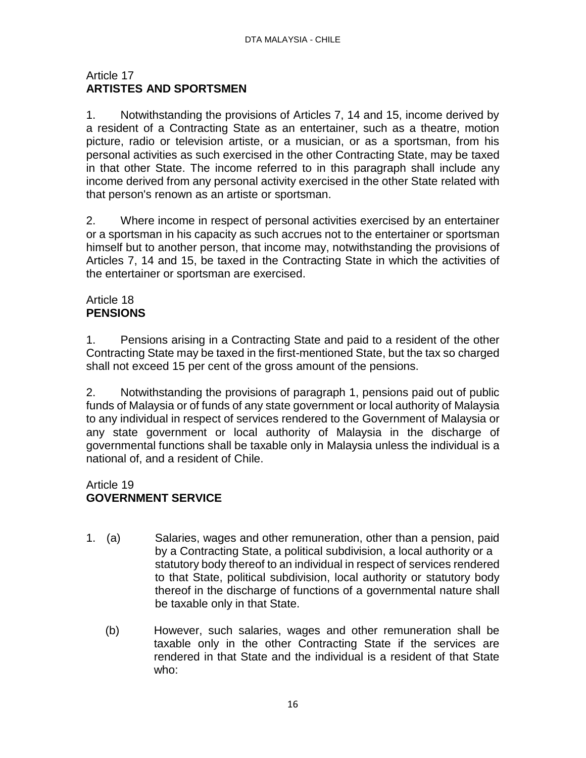## Article 17
**ARTISTES AND SPORTSMEN**

1. Notwithstanding the provisions of Articles 7, 14 and 15, income derived by a resident of a Contracting State as an entertainer, such as a theatre, motion picture, radio or television artiste, or a musician, or as a sportsman, from his personal activities as such exercised in the other Contracting State, may be taxed in that other State. The income referred to in this paragraph shall include any income derived from any personal activity exercised in the other State related with that person's renown as an artiste or sportsman.

2. Where income in respect of personal activities exercised by an entertainer or a sportsman in his capacity as such accrues not to the entertainer or sportsman himself but to another person, that income may, notwithstanding the provisions of Articles 7, 14 and 15, be taxed in the Contracting State in which the activities of the entertainer or sportsman are exercised.

## Article 18
**PENSIONS**

1. Pensions arising in a Contracting State and paid to a resident of the other Contracting State may be taxed in the first-mentioned State, but the tax so charged shall not exceed 15 per cent of the gross amount of the pensions.

2. Notwithstanding the provisions of paragraph 1, pensions paid out of public funds of Malaysia or of funds of any state government or local authority of Malaysia to any individual in respect of services rendered to the Government of Malaysia or any state government or local authority of Malaysia in the discharge of governmental functions shall be taxable only in Malaysia unless the individual is a national of, and a resident of Chile.

## Article 19
**GOVERNMENT SERVICE**

1. (a) Salaries, wages and other remuneration, other than a pension, paid by a Contracting State, a political subdivision, a local authority or a statutory body thereof to an individual in respect of services rendered to that State, political subdivision, local authority or statutory body thereof in the discharge of functions of a governmental nature shall be taxable only in that State.

   (b) However, such salaries, wages and other remuneration shall be taxable only in the other Contracting State if the services are rendered in that State and the individual is a resident of that State who: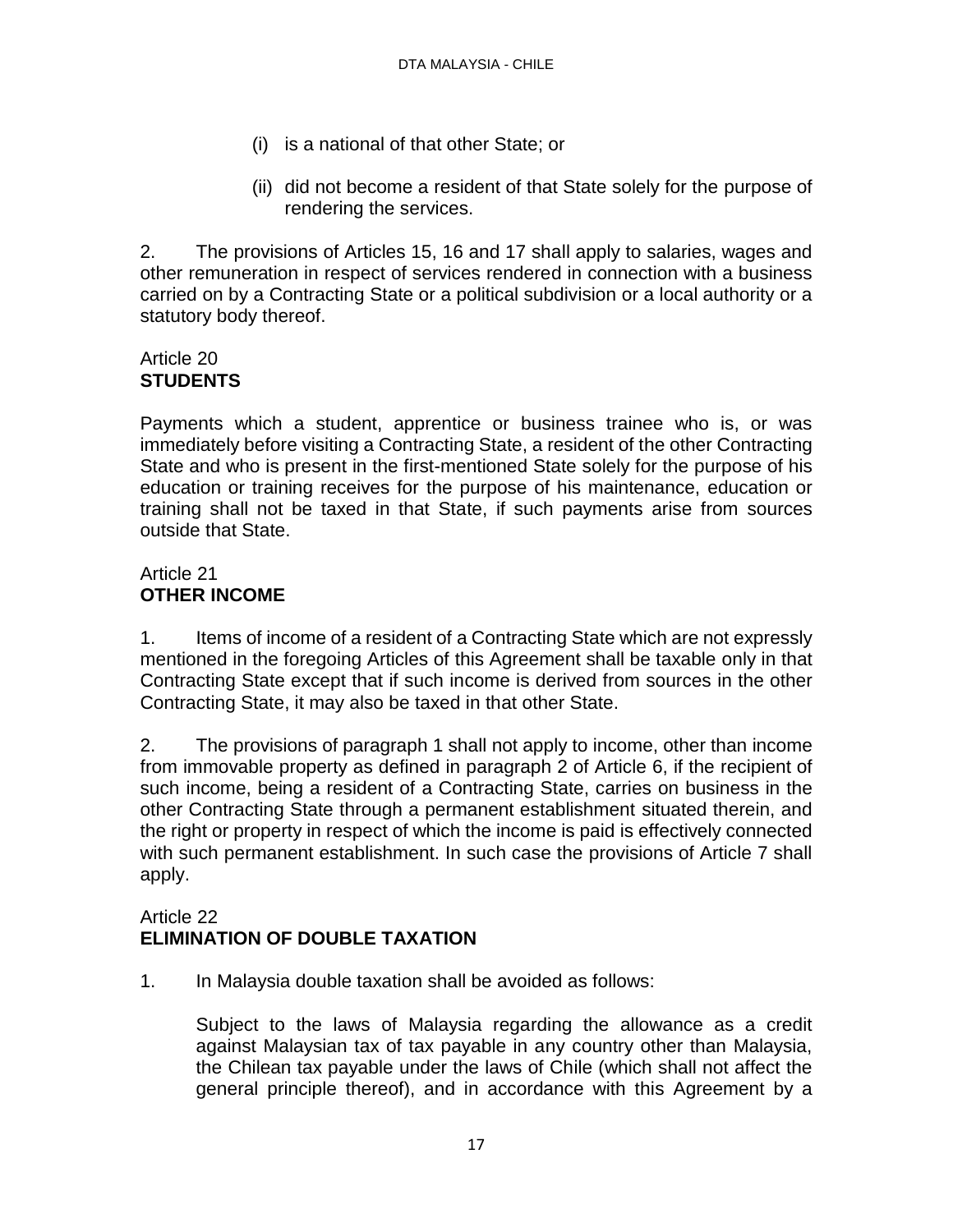(i) is a national of that other State; or

(ii) did not become a resident of that State solely for the purpose of rendering the services.

2. The provisions of Articles 15, 16 and 17 shall apply to salaries, wages and other remuneration in respect of services rendered in connection with a business carried on by a Contracting State or a political subdivision or a local authority or a statutory body thereof.

Article 20
**STUDENTS**

Payments which a student, apprentice or business trainee who is, or was immediately before visiting a Contracting State, a resident of the other Contracting State and who is present in the first-mentioned State solely for the purpose of his education or training receives for the purpose of his maintenance, education or training shall not be taxed in that State, if such payments arise from sources outside that State.

Article 21
**OTHER INCOME**

1. Items of income of a resident of a Contracting State which are not expressly mentioned in the foregoing Articles of this Agreement shall be taxable only in that Contracting State except that if such income is derived from sources in the other Contracting State, it may also be taxed in that other State.

2. The provisions of paragraph 1 shall not apply to income, other than income from immovable property as defined in paragraph 2 of Article 6, if the recipient of such income, being a resident of a Contracting State, carries on business in the other Contracting State through a permanent establishment situated therein, and the right or property in respect of which the income is paid is effectively connected with such permanent establishment. In such case the provisions of Article 7 shall apply.

Article 22
**ELIMINATION OF DOUBLE TAXATION**

1. In Malaysia double taxation shall be avoided as follows:

Subject to the laws of Malaysia regarding the allowance as a credit against Malaysian tax of tax payable in any country other than Malaysia, the Chilean tax payable under the laws of Chile (which shall not affect the general principle thereof), and in accordance with this Agreement by a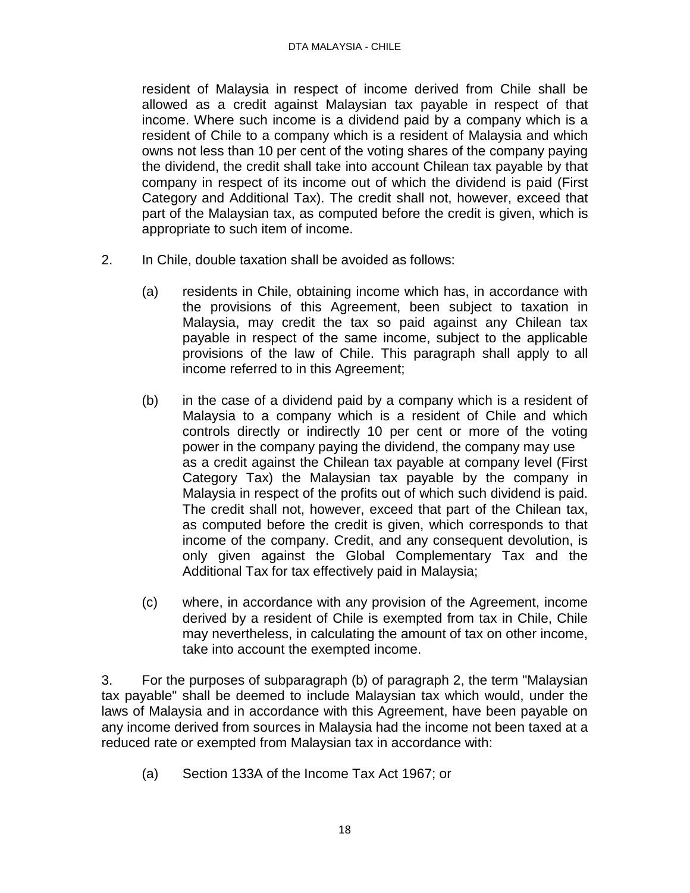resident of Malaysia in respect of income derived from Chile shall be allowed as a credit against Malaysian tax payable in respect of that income. Where such income is a dividend paid by a company which is a resident of Chile to a company which is a resident of Malaysia and which owns not less than 10 per cent of the voting shares of the company paying the dividend, the credit shall take into account Chilean tax payable by that company in respect of its income out of which the dividend is paid (First Category and Additional Tax). The credit shall not, however, exceed that part of the Malaysian tax, as computed before the credit is given, which is appropriate to such item of income.

2. In Chile, double taxation shall be avoided as follows:

   (a) residents in Chile, obtaining income which has, in accordance with the provisions of this Agreement, been subject to taxation in Malaysia, may credit the tax so paid against any Chilean tax payable in respect of the same income, subject to the applicable provisions of the law of Chile. This paragraph shall apply to all income referred to in this Agreement;

   (b) in the case of a dividend paid by a company which is a resident of Malaysia to a company which is a resident of Chile and which controls directly or indirectly 10 per cent or more of the voting power in the company paying the dividend, the company may use as a credit against the Chilean tax payable at company level (First Category Tax) the Malaysian tax payable by the company in Malaysia in respect of the profits out of which such dividend is paid. The credit shall not, however, exceed that part of the Chilean tax, as computed before the credit is given, which corresponds to that income of the company. Credit, and any consequent devolution, is only given against the Global Complementary Tax and the Additional Tax for tax effectively paid in Malaysia;

   (c) where, in accordance with any provision of the Agreement, income derived by a resident of Chile is exempted from tax in Chile, Chile may nevertheless, in calculating the amount of tax on other income, take into account the exempted income.

3. For the purposes of subparagraph (b) of paragraph 2, the term "Malaysian tax payable" shall be deemed to include Malaysian tax which would, under the laws of Malaysia and in accordance with this Agreement, have been payable on any income derived from sources in Malaysia had the income not been taxed at a reduced rate or exempted from Malaysian tax in accordance with:

   (a) Section 133A of the Income Tax Act 1967; or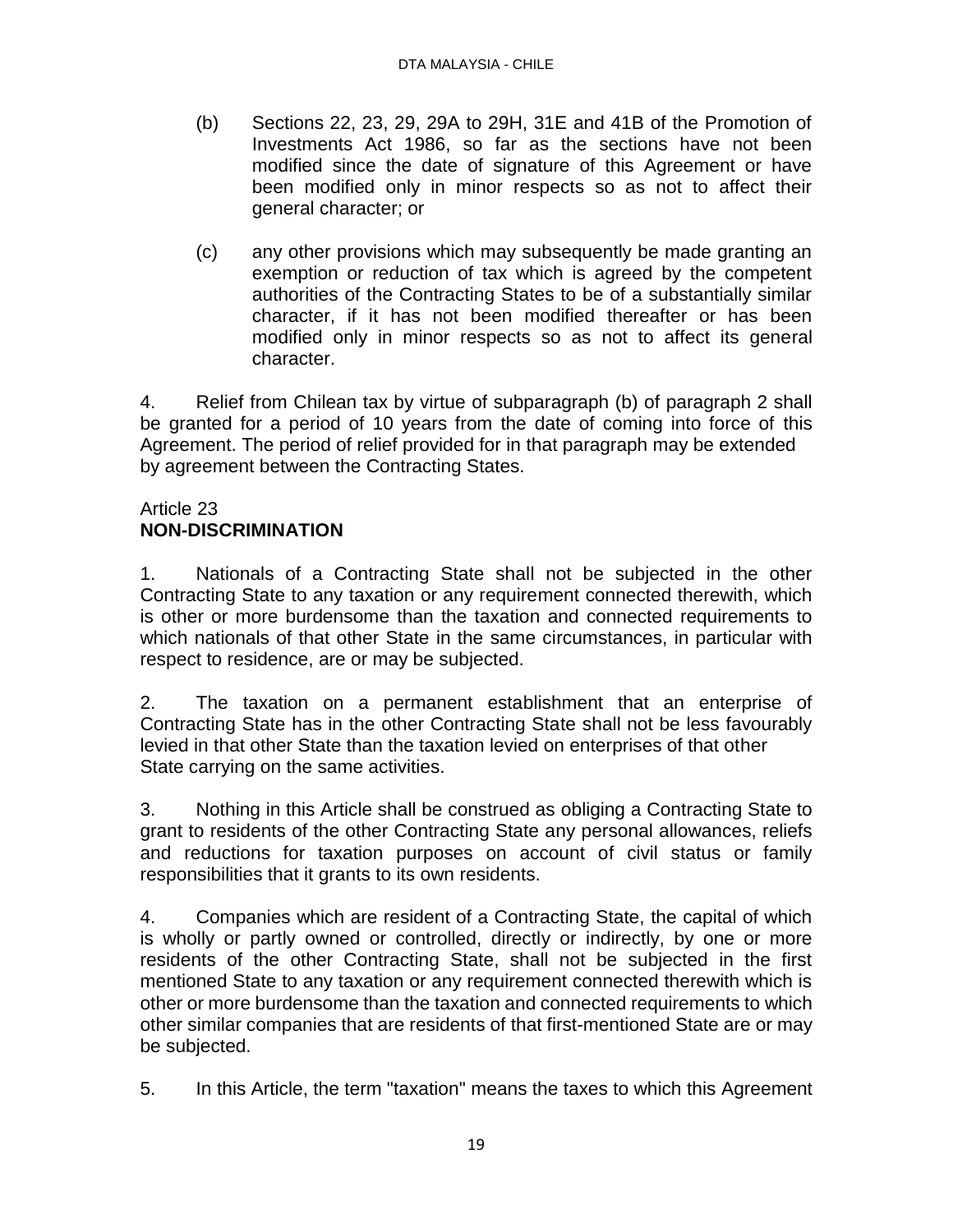(b) Sections 22, 23, 29, 29A to 29H, 31E and 41B of the Promotion of Investments Act 1986, so far as the sections have not been modified since the date of signature of this Agreement or have been modified only in minor respects so as not to affect their general character; or

(c) any other provisions which may subsequently be made granting an exemption or reduction of tax which is agreed by the competent authorities of the Contracting States to be of a substantially similar character, if it has not been modified thereafter or has been modified only in minor respects so as not to affect its general character.

4. Relief from Chilean tax by virtue of subparagraph (b) of paragraph 2 shall be granted for a period of 10 years from the date of coming into force of this Agreement. The period of relief provided for in that paragraph may be extended by agreement between the Contracting States.

Article 23
**NON-DISCRIMINATION**

1. Nationals of a Contracting State shall not be subjected in the other Contracting State to any taxation or any requirement connected therewith, which is other or more burdensome than the taxation and connected requirements to which nationals of that other State in the same circumstances, in particular with respect to residence, are or may be subjected.

2. The taxation on a permanent establishment that an enterprise of Contracting State has in the other Contracting State shall not be less favourably levied in that other State than the taxation levied on enterprises of that other State carrying on the same activities.

3. Nothing in this Article shall be construed as obliging a Contracting State to grant to residents of the other Contracting State any personal allowances, reliefs and reductions for taxation purposes on account of civil status or family responsibilities that it grants to its own residents.

4. Companies which are resident of a Contracting State, the capital of which is wholly or partly owned or controlled, directly or indirectly, by one or more residents of the other Contracting State, shall not be subjected in the first mentioned State to any taxation or any requirement connected therewith which is other or more burdensome than the taxation and connected requirements to which other similar companies that are residents of that first-mentioned State are or may be subjected.

5. In this Article, the term "taxation" means the taxes to which this Agreement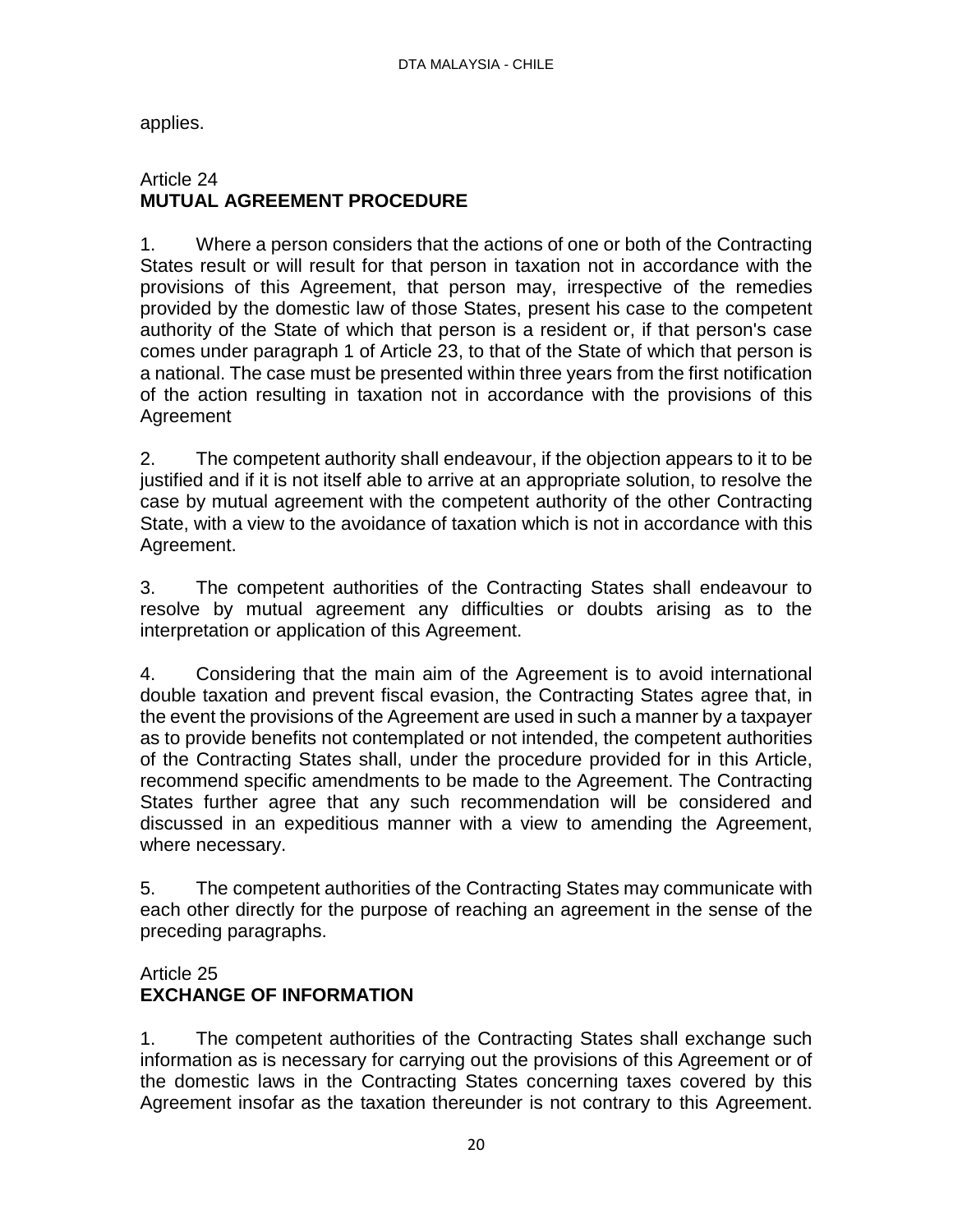applies.

## Article 24
**MUTUAL AGREEMENT PROCEDURE**

1. Where a person considers that the actions of one or both of the Contracting States result or will result for that person in taxation not in accordance with the provisions of this Agreement, that person may, irrespective of the remedies provided by the domestic law of those States, present his case to the competent authority of the State of which that person is a resident or, if that person's case comes under paragraph 1 of Article 23, to that of the State of which that person is a national. The case must be presented within three years from the first notification of the action resulting in taxation not in accordance with the provisions of this Agreement

2. The competent authority shall endeavour, if the objection appears to it to be justified and if it is not itself able to arrive at an appropriate solution, to resolve the case by mutual agreement with the competent authority of the other Contracting State, with a view to the avoidance of taxation which is not in accordance with this Agreement.

3. The competent authorities of the Contracting States shall endeavour to resolve by mutual agreement any difficulties or doubts arising as to the interpretation or application of this Agreement.

4. Considering that the main aim of the Agreement is to avoid international double taxation and prevent fiscal evasion, the Contracting States agree that, in the event the provisions of the Agreement are used in such a manner by a taxpayer as to provide benefits not contemplated or not intended, the competent authorities of the Contracting States shall, under the procedure provided for in this Article, recommend specific amendments to be made to the Agreement. The Contracting States further agree that any such recommendation will be considered and discussed in an expeditious manner with a view to amending the Agreement, where necessary.

5. The competent authorities of the Contracting States may communicate with each other directly for the purpose of reaching an agreement in the sense of the preceding paragraphs.

## Article 25
**EXCHANGE OF INFORMATION**

1. The competent authorities of the Contracting States shall exchange such information as is necessary for carrying out the provisions of this Agreement or of the domestic laws in the Contracting States concerning taxes covered by this Agreement insofar as the taxation thereunder is not contrary to this Agreement.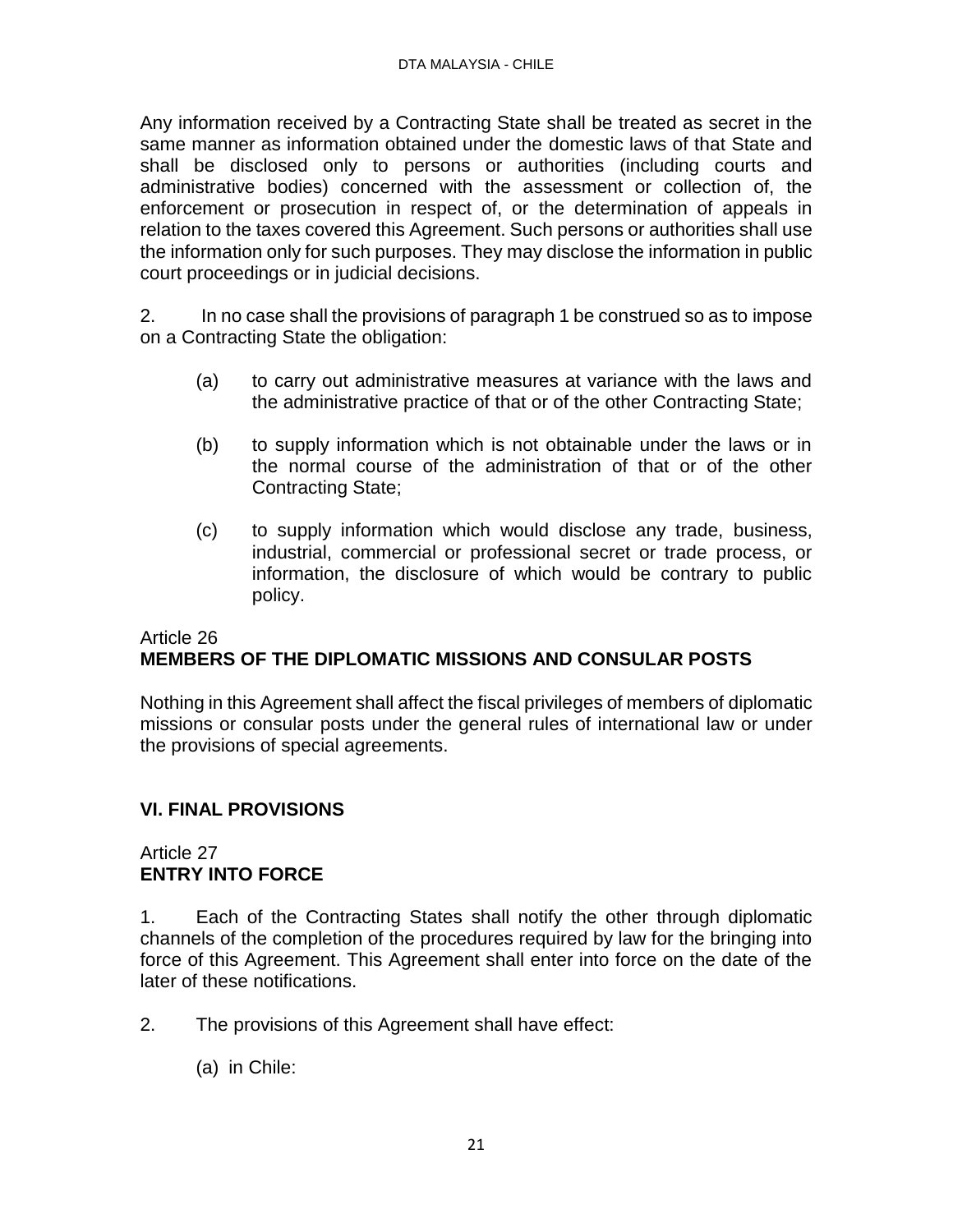Any information received by a Contracting State shall be treated as secret in the same manner as information obtained under the domestic laws of that State and shall be disclosed only to persons or authorities (including courts and administrative bodies) concerned with the assessment or collection of, the enforcement or prosecution in respect of, or the determination of appeals in relation to the taxes covered this Agreement. Such persons or authorities shall use the information only for such purposes. They may disclose the information in public court proceedings or in judicial decisions.

2. In no case shall the provisions of paragraph 1 be construed so as to impose on a Contracting State the obligation:

(a) to carry out administrative measures at variance with the laws and the administrative practice of that or of the other Contracting State;

(b) to supply information which is not obtainable under the laws or in the normal course of the administration of that or of the other Contracting State;

(c) to supply information which would disclose any trade, business, industrial, commercial or professional secret or trade process, or information, the disclosure of which would be contrary to public policy.

Article 26
**MEMBERS OF THE DIPLOMATIC MISSIONS AND CONSULAR POSTS**

Nothing in this Agreement shall affect the fiscal privileges of members of diplomatic missions or consular posts under the general rules of international law or under the provisions of special agreements.

## VI. FINAL PROVISIONS

Article 27
**ENTRY INTO FORCE**

1. Each of the Contracting States shall notify the other through diplomatic channels of the completion of the procedures required by law for the bringing into force of this Agreement. This Agreement shall enter into force on the date of the later of these notifications.

2. The provisions of this Agreement shall have effect:

(a) in Chile: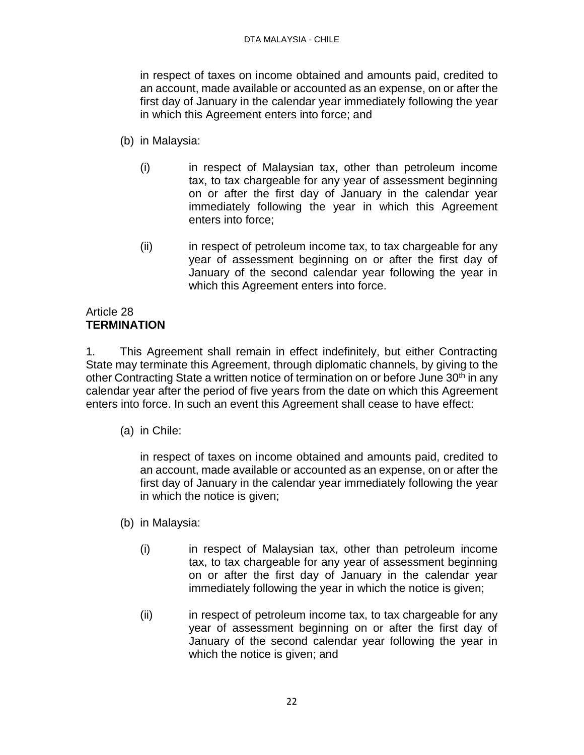in respect of taxes on income obtained and amounts paid, credited to an account, made available or accounted as an expense, on or after the first day of January in the calendar year immediately following the year in which this Agreement enters into force; and

(b) in Malaysia:

(i) in respect of Malaysian tax, other than petroleum income tax, to tax chargeable for any year of assessment beginning on or after the first day of January in the calendar year immediately following the year in which this Agreement enters into force;

(ii) in respect of petroleum income tax, to tax chargeable for any year of assessment beginning on or after the first day of January of the second calendar year following the year in which this Agreement enters into force.

Article 28
**TERMINATION**

1. This Agreement shall remain in effect indefinitely, but either Contracting State may terminate this Agreement, through diplomatic channels, by giving to the other Contracting State a written notice of termination on or before June 30th in any calendar year after the period of five years from the date on which this Agreement enters into force. In such an event this Agreement shall cease to have effect:

(a) in Chile:

in respect of taxes on income obtained and amounts paid, credited to an account, made available or accounted as an expense, on or after the first day of January in the calendar year immediately following the year in which the notice is given;

(b) in Malaysia:

(i) in respect of Malaysian tax, other than petroleum income tax, to tax chargeable for any year of assessment beginning on or after the first day of January in the calendar year immediately following the year in which the notice is given;

(ii) in respect of petroleum income tax, to tax chargeable for any year of assessment beginning on or after the first day of January of the second calendar year following the year in which the notice is given; and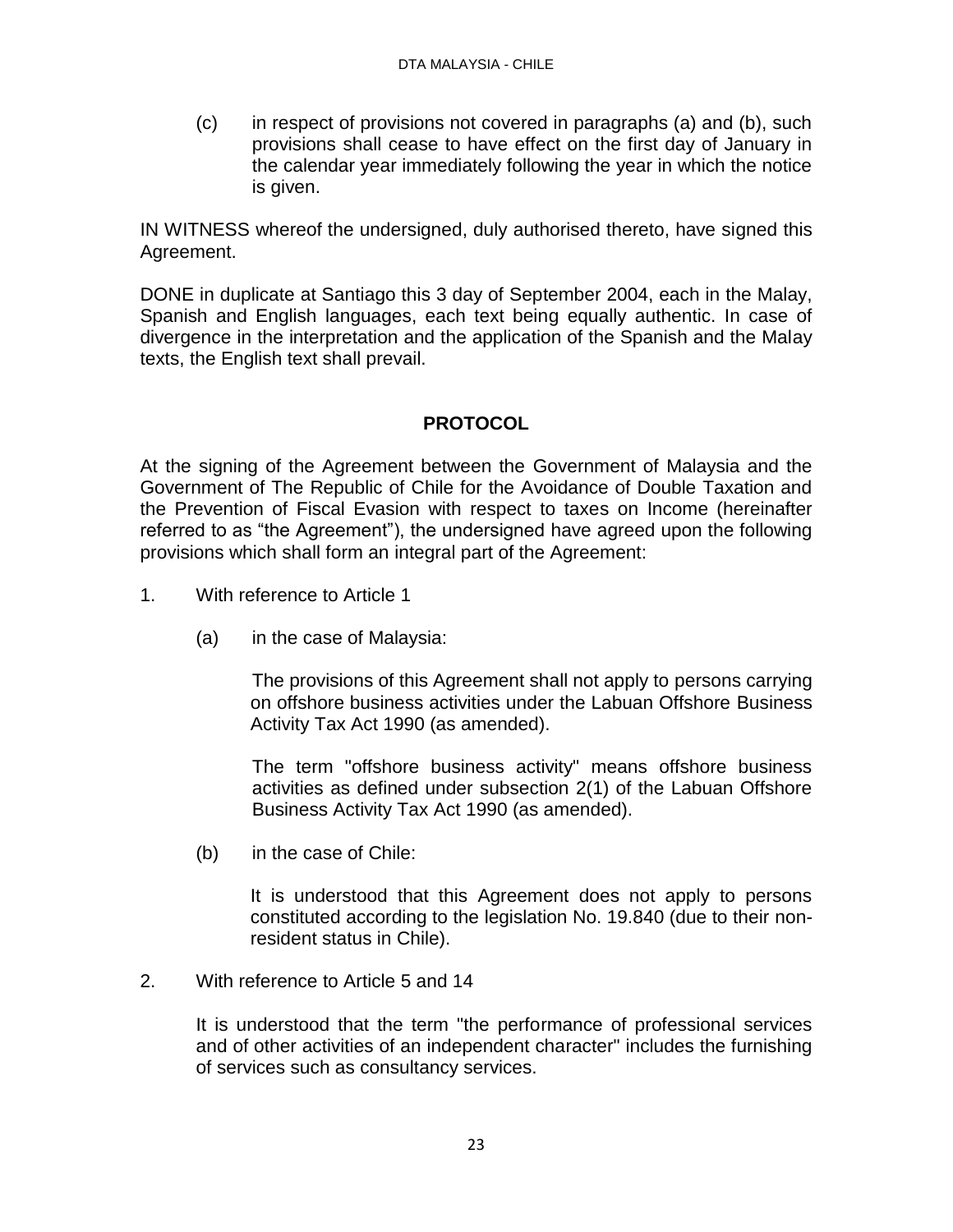(c) in respect of provisions not covered in paragraphs (a) and (b), such provisions shall cease to have effect on the first day of January in the calendar year immediately following the year in which the notice is given.

IN WITNESS whereof the undersigned, duly authorised thereto, have signed this Agreement.

DONE in duplicate at Santiago this 3 day of September 2004, each in the Malay, Spanish and English languages, each text being equally authentic. In case of divergence in the interpretation and the application of the Spanish and the Malay texts, the English text shall prevail.

## PROTOCOL

At the signing of the Agreement between the Government of Malaysia and the Government of The Republic of Chile for the Avoidance of Double Taxation and the Prevention of Fiscal Evasion with respect to taxes on Income (hereinafter referred to as "the Agreement"), the undersigned have agreed upon the following provisions which shall form an integral part of the Agreement:

1. With reference to Article 1

   (a) in the case of Malaysia:

   The provisions of this Agreement shall not apply to persons carrying on offshore business activities under the Labuan Offshore Business Activity Tax Act 1990 (as amended).

   The term "offshore business activity" means offshore business activities as defined under subsection 2(1) of the Labuan Offshore Business Activity Tax Act 1990 (as amended).

   (b) in the case of Chile:

   It is understood that this Agreement does not apply to persons constituted according to the legislation No. 19.840 (due to their non-resident status in Chile).

2. With reference to Article 5 and 14

   It is understood that the term "the performance of professional services and of other activities of an independent character" includes the furnishing of services such as consultancy services.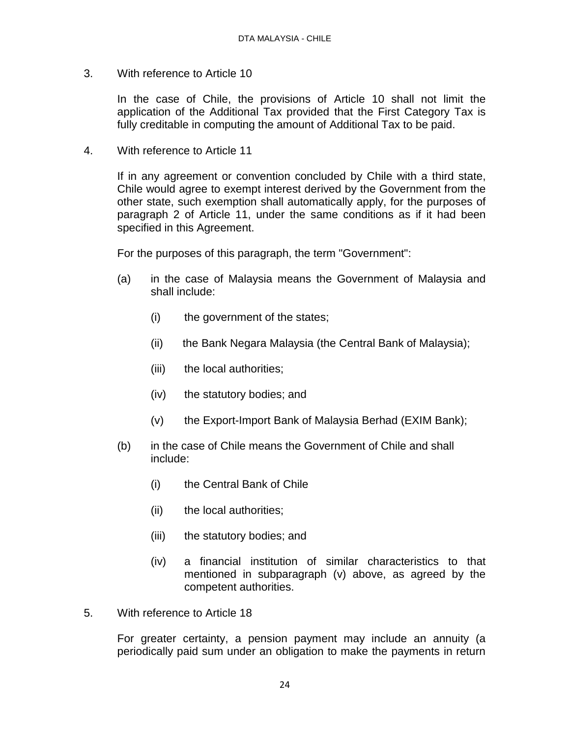3. With reference to Article 10

   In the case of Chile, the provisions of Article 10 shall not limit the application of the Additional Tax provided that the First Category Tax is fully creditable in computing the amount of Additional Tax to be paid.

4. With reference to Article 11

   If in any agreement or convention concluded by Chile with a third state, Chile would agree to exempt interest derived by the Government from the other state, such exemption shall automatically apply, for the purposes of paragraph 2 of Article 11, under the same conditions as if it had been specified in this Agreement.

   For the purposes of this paragraph, the term "Government":

   (a) in the case of Malaysia means the Government of Malaysia and shall include:

      (i) the government of the states;

      (ii) the Bank Negara Malaysia (the Central Bank of Malaysia);

      (iii) the local authorities;

      (iv) the statutory bodies; and

      (v) the Export-Import Bank of Malaysia Berhad (EXIM Bank);

   (b) in the case of Chile means the Government of Chile and shall include:

      (i) the Central Bank of Chile

      (ii) the local authorities;

      (iii) the statutory bodies; and

      (iv) a financial institution of similar characteristics to that mentioned in subparagraph (v) above, as agreed by the competent authorities.

5. With reference to Article 18

   For greater certainty, a pension payment may include an annuity (a periodically paid sum under an obligation to make the payments in return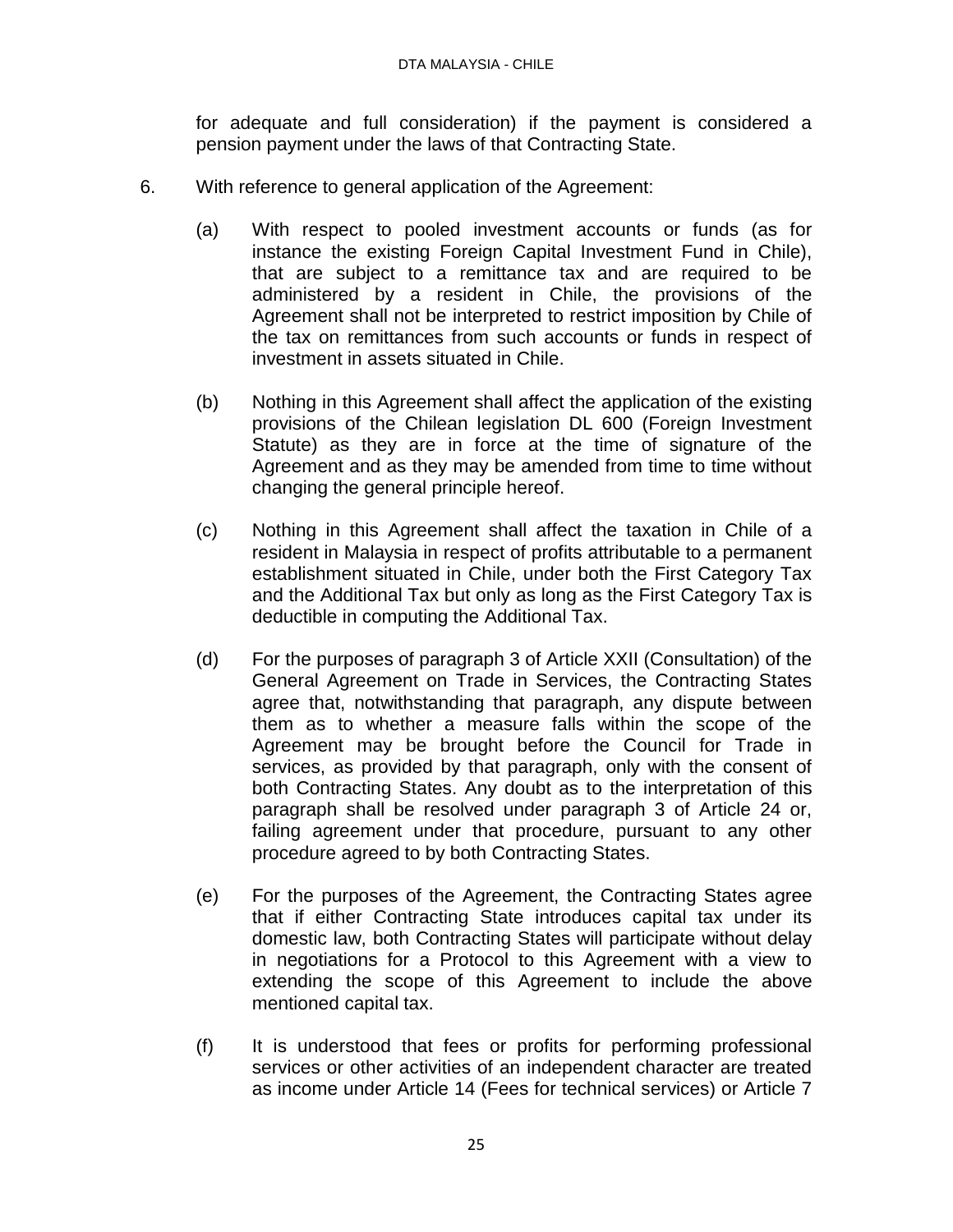for adequate and full consideration) if the payment is considered a pension payment under the laws of that Contracting State.

6. With reference to general application of the Agreement:

   (a) With respect to pooled investment accounts or funds (as for instance the existing Foreign Capital Investment Fund in Chile), that are subject to a remittance tax and are required to be administered by a resident in Chile, the provisions of the Agreement shall not be interpreted to restrict imposition by Chile of the tax on remittances from such accounts or funds in respect of investment in assets situated in Chile.

   (b) Nothing in this Agreement shall affect the application of the existing provisions of the Chilean legislation DL 600 (Foreign Investment Statute) as they are in force at the time of signature of the Agreement and as they may be amended from time to time without changing the general principle hereof.

   (c) Nothing in this Agreement shall affect the taxation in Chile of a resident in Malaysia in respect of profits attributable to a permanent establishment situated in Chile, under both the First Category Tax and the Additional Tax but only as long as the First Category Tax is deductible in computing the Additional Tax.

   (d) For the purposes of paragraph 3 of Article XXII (Consultation) of the General Agreement on Trade in Services, the Contracting States agree that, notwithstanding that paragraph, any dispute between them as to whether a measure falls within the scope of the Agreement may be brought before the Council for Trade in services, as provided by that paragraph, only with the consent of both Contracting States. Any doubt as to the interpretation of this paragraph shall be resolved under paragraph 3 of Article 24 or, failing agreement under that procedure, pursuant to any other procedure agreed to by both Contracting States.

   (e) For the purposes of the Agreement, the Contracting States agree that if either Contracting State introduces capital tax under its domestic law, both Contracting States will participate without delay in negotiations for a Protocol to this Agreement with a view to extending the scope of this Agreement to include the above mentioned capital tax.

   (f) It is understood that fees or profits for performing professional services or other activities of an independent character are treated as income under Article 14 (Fees for technical services) or Article 7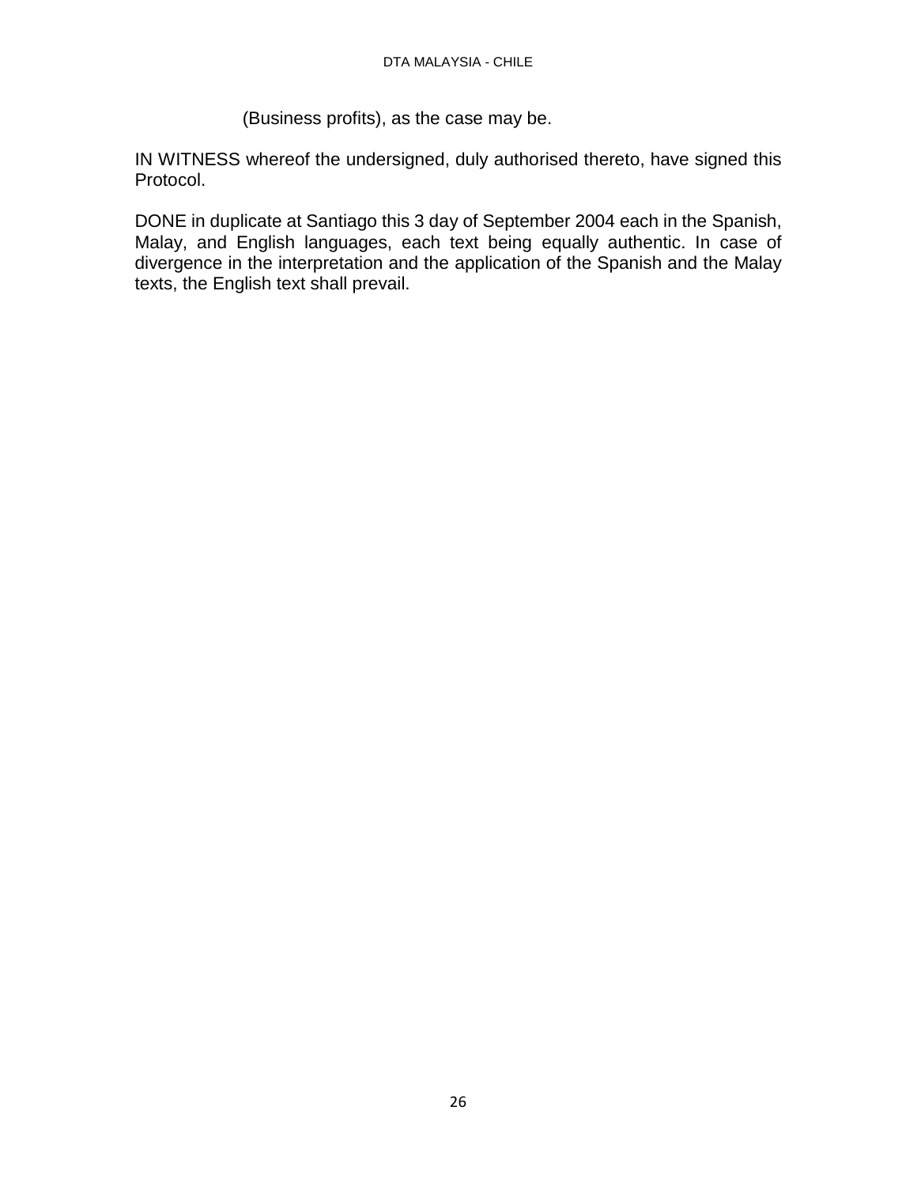(Business profits), as the case may be.

IN WITNESS whereof the undersigned, duly authorised thereto, have signed this Protocol.

DONE in duplicate at Santiago this 3 day of September 2004 each in the Spanish, Malay, and English languages, each text being equally authentic. In case of divergence in the interpretation and the application of the Spanish and the Malay texts, the English text shall prevail.